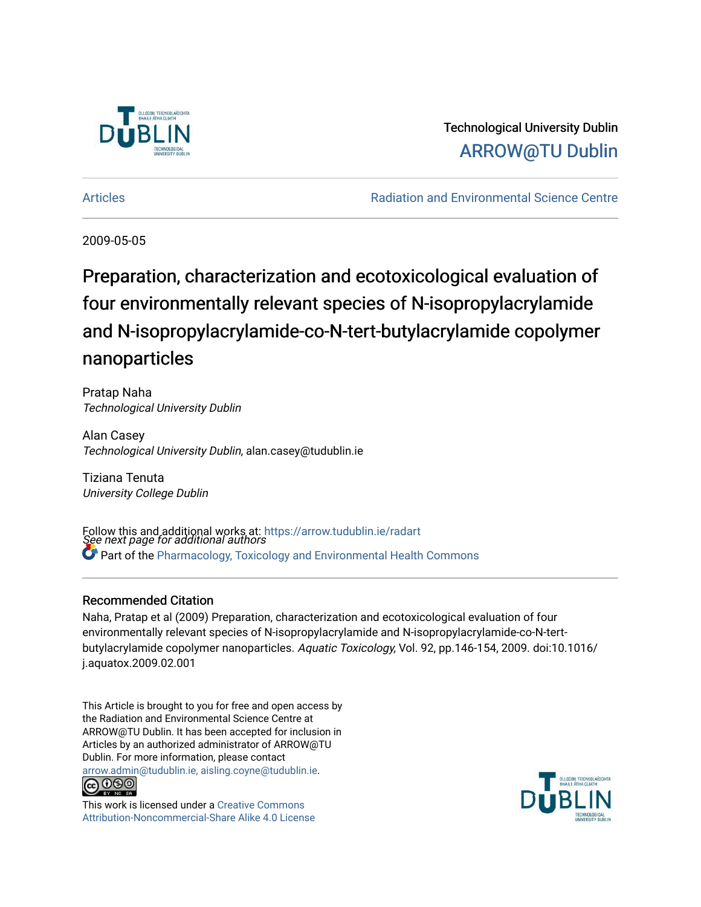Technological University Dublin

ARROW@TU Dublin

Articles

Radiation and Environmental Science Centre

2009-05-05

# Preparation, characterization and ecotoxicological evaluation of four environmentally relevant species of N-isopropylacrylamide and N-isopropylacrylamide-co-N-tert-butylacrylamide copolymer nanoparticles

Pratap Naha
*Technological University Dublin*

Alan Casey
*Technological University Dublin*, alan.casey@tudublin.ie

Tiziana Tenuta
*University College Dublin*

*See next page for additional authors*

Follow this and additional works at: https://arrow.tudublin.ie/radart

Part of the Pharmacology, Toxicology and Environmental Health Commons

## Recommended Citation

Naha, Pratap et al (2009) Preparation, characterization and ecotoxicological evaluation of four environmentally relevant species of N-isopropylacrylamide and N-isopropylacrylamide-co-N-tert-butylacrylamide copolymer nanoparticles. *Aquatic Toxicology,* Vol. 92, pp.146-154, 2009. doi:10.1016/j.aquatox.2009.02.001

This Article is brought to you for free and open access by the Radiation and Environmental Science Centre at ARROW@TU Dublin. It has been accepted for inclusion in Articles by an authorized administrator of ARROW@TU Dublin. For more information, please contact arrow.admin@tudublin.ie, aisling.coyne@tudublin.ie.

This work is licensed under a Creative Commons Attribution-Noncommercial-Share Alike 4.0 License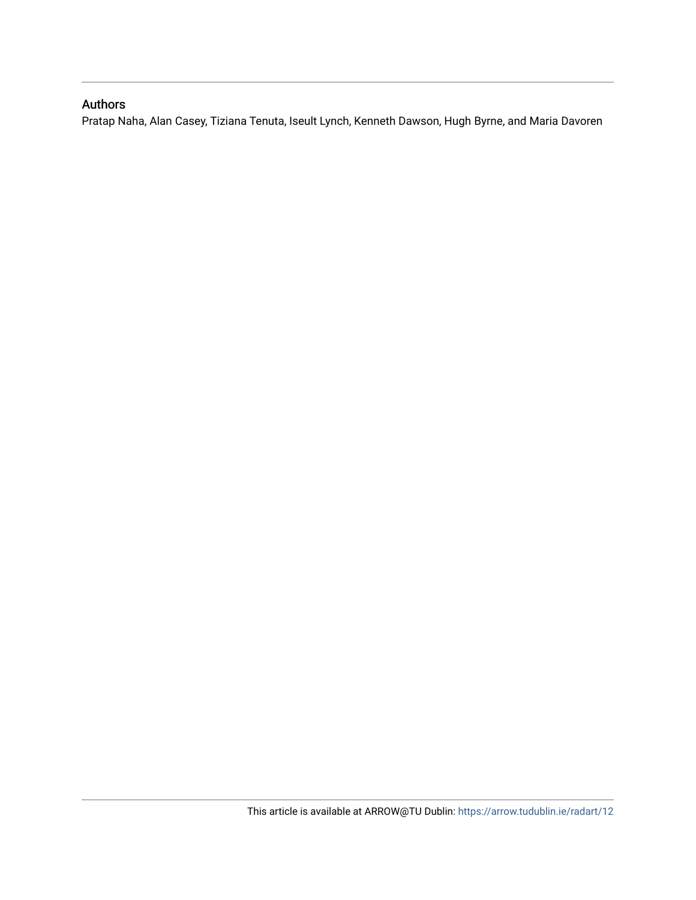## Authors

Pratap Naha, Alan Casey, Tiziana Tenuta, Iseult Lynch, Kenneth Dawson, Hugh Byrne, and Maria Davoren

This article is available at ARROW@TU Dublin: https://arrow.tudublin.ie/radart/12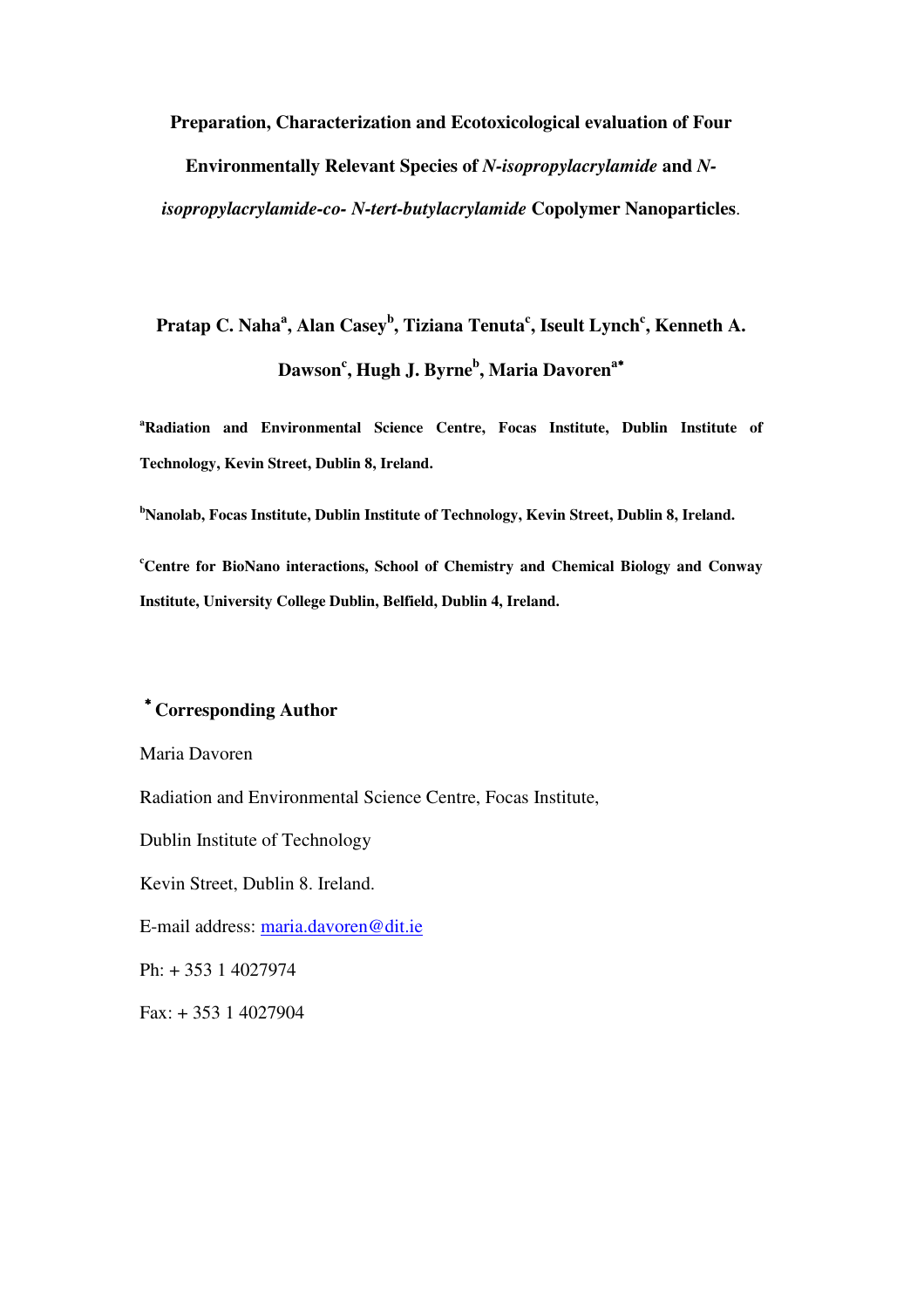# Preparation, Characterization and Ecotoxicological evaluation of Four Environmentally Relevant Species of *N-isopropylacrylamide* and *N-isopropylacrylamide-co- N-tert-butylacrylamide* Copolymer Nanoparticles.

**Pratap C. Naha[a], Alan Casey[b], Tiziana Tenuta[c], Iseult Lynch[c], Kenneth A. Dawson[c], Hugh J. Byrne[b], Maria Davoren[a]\***

**[a]Radiation and Environmental Science Centre, Focas Institute, Dublin Institute of Technology, Kevin Street, Dublin 8, Ireland.**

**[b]Nanolab, Focas Institute, Dublin Institute of Technology, Kevin Street, Dublin 8, Ireland.**

**[c]Centre for BioNano interactions, School of Chemistry and Chemical Biology and Conway Institute, University College Dublin, Belfield, Dublin 4, Ireland.**

**\* Corresponding Author**

Maria Davoren

Radiation and Environmental Science Centre, Focas Institute,

Dublin Institute of Technology

Kevin Street, Dublin 8. Ireland.

E-mail address: maria.davoren@dit.ie

Ph: + 353 1 4027974

Fax: + 353 1 4027904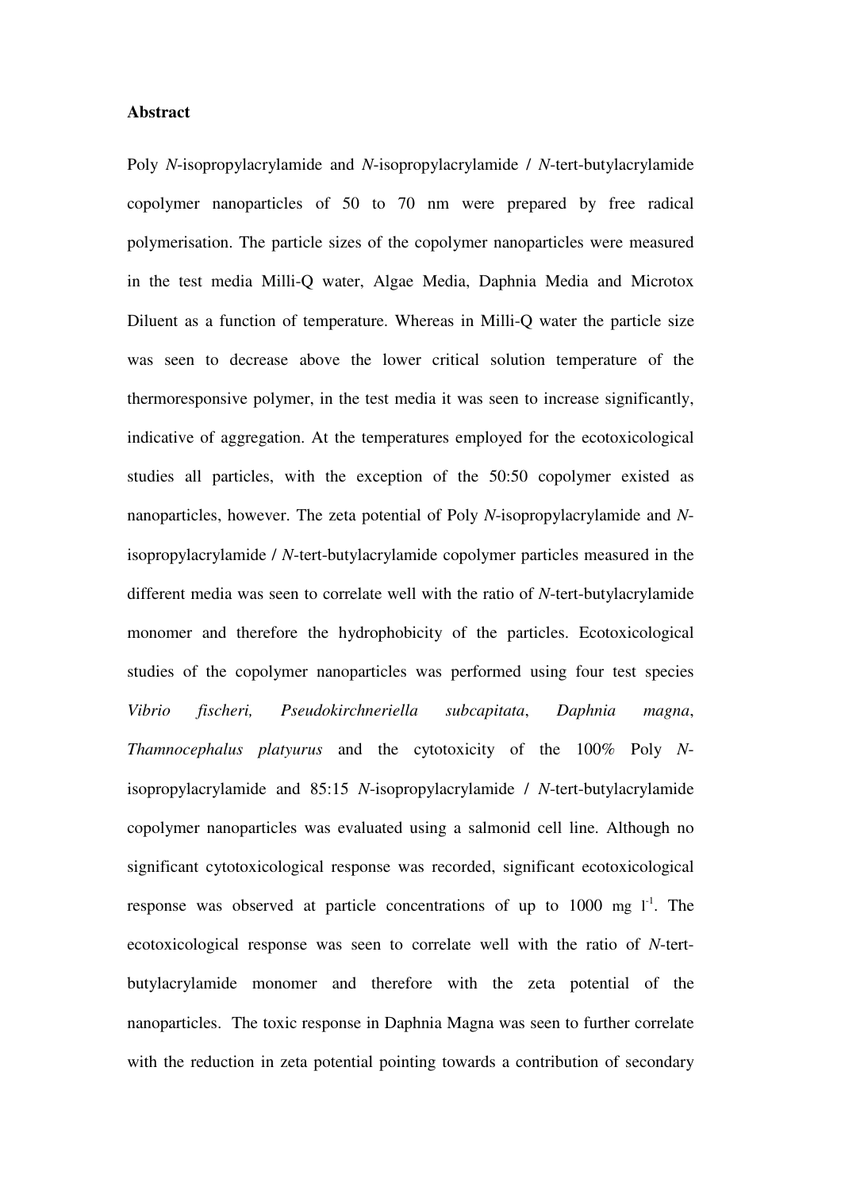**Abstract**

Poly *N*-isopropylacrylamide and *N*-isopropylacrylamide / *N*-tert-butylacrylamide copolymer nanoparticles of 50 to 70 nm were prepared by free radical polymerisation. The particle sizes of the copolymer nanoparticles were measured in the test media Milli-Q water, Algae Media, Daphnia Media and Microtox Diluent as a function of temperature. Whereas in Milli-Q water the particle size was seen to decrease above the lower critical solution temperature of the thermoresponsive polymer, in the test media it was seen to increase significantly, indicative of aggregation. At the temperatures employed for the ecotoxicological studies all particles, with the exception of the 50:50 copolymer existed as nanoparticles, however. The zeta potential of Poly *N*-isopropylacrylamide and *N*-isopropylacrylamide / *N*-tert-butylacrylamide copolymer particles measured in the different media was seen to correlate well with the ratio of *N*-tert-butylacrylamide monomer and therefore the hydrophobicity of the particles. Ecotoxicological studies of the copolymer nanoparticles was performed using four test species *Vibrio fischeri, Pseudokirchneriella subcapitata*, *Daphnia magna*, *Thamnocephalus platyurus* and the cytotoxicity of the 100% Poly *N*-isopropylacrylamide and 85:15 *N*-isopropylacrylamide / *N*-tert-butylacrylamide copolymer nanoparticles was evaluated using a salmonid cell line. Although no significant cytotoxicological response was recorded, significant ecotoxicological response was observed at particle concentrations of up to 1000 mg $l^{-1}$. The ecotoxicological response was seen to correlate well with the ratio of *N*-tert-butylacrylamide monomer and therefore with the zeta potential of the nanoparticles. The toxic response in Daphnia Magna was seen to further correlate with the reduction in zeta potential pointing towards a contribution of secondary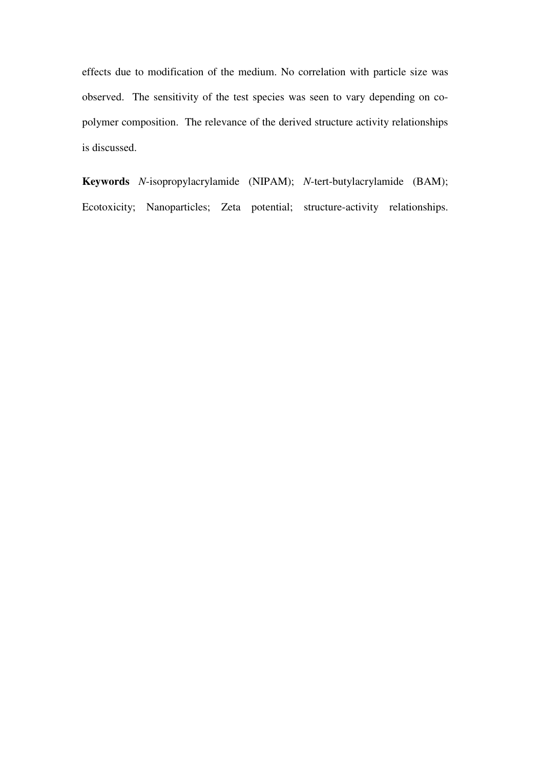effects due to modification of the medium. No correlation with particle size was observed. The sensitivity of the test species was seen to vary depending on co-polymer composition. The relevance of the derived structure activity relationships is discussed.

**Keywords** *N*-isopropylacrylamide (NIPAM); *N*-tert-butylacrylamide (BAM); Ecotoxicity; Nanoparticles; Zeta potential; structure-activity relationships.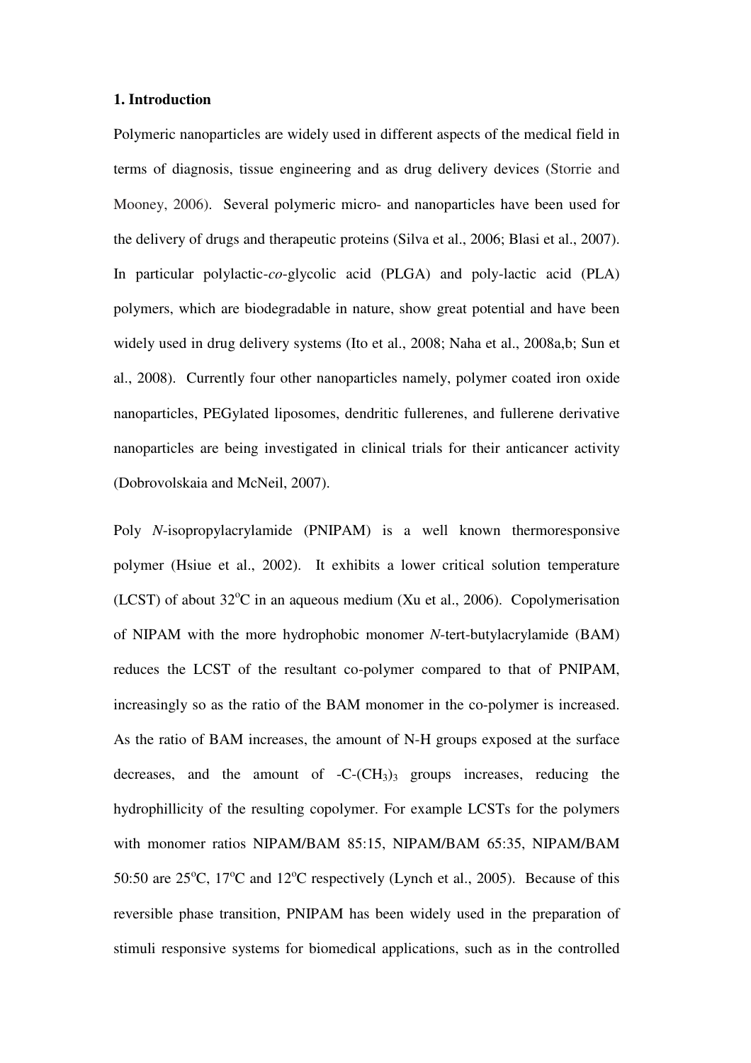**1. Introduction**

Polymeric nanoparticles are widely used in different aspects of the medical field in terms of diagnosis, tissue engineering and as drug delivery devices (Storrie and Mooney, 2006). Several polymeric micro- and nanoparticles have been used for the delivery of drugs and therapeutic proteins (Silva et al., 2006; Blasi et al., 2007). In particular polylactic-*co*-glycolic acid (PLGA) and poly-lactic acid (PLA) polymers, which are biodegradable in nature, show great potential and have been widely used in drug delivery systems (Ito et al., 2008; Naha et al., 2008a,b; Sun et al., 2008). Currently four other nanoparticles namely, polymer coated iron oxide nanoparticles, PEGylated liposomes, dendritic fullerenes, and fullerene derivative nanoparticles are being investigated in clinical trials for their anticancer activity (Dobrovolskaia and McNeil, 2007).

Poly *N*-isopropylacrylamide (PNIPAM) is a well known thermoresponsive polymer (Hsiue et al., 2002). It exhibits a lower critical solution temperature (LCST) of about 32°C in an aqueous medium (Xu et al., 2006). Copolymerisation of NIPAM with the more hydrophobic monomer *N*-tert-butylacrylamide (BAM) reduces the LCST of the resultant co-polymer compared to that of PNIPAM, increasingly so as the ratio of the BAM monomer in the co-polymer is increased. As the ratio of BAM increases, the amount of N-H groups exposed at the surface decreases, and the amount of $-C-(CH_3)_3$ groups increases, reducing the hydrophillicity of the resulting copolymer. For example LCSTs for the polymers with monomer ratios NIPAM/BAM 85:15, NIPAM/BAM 65:35, NIPAM/BAM 50:50 are 25°C, 17°C and 12°C respectively (Lynch et al., 2005). Because of this reversible phase transition, PNIPAM has been widely used in the preparation of stimuli responsive systems for biomedical applications, such as in the controlled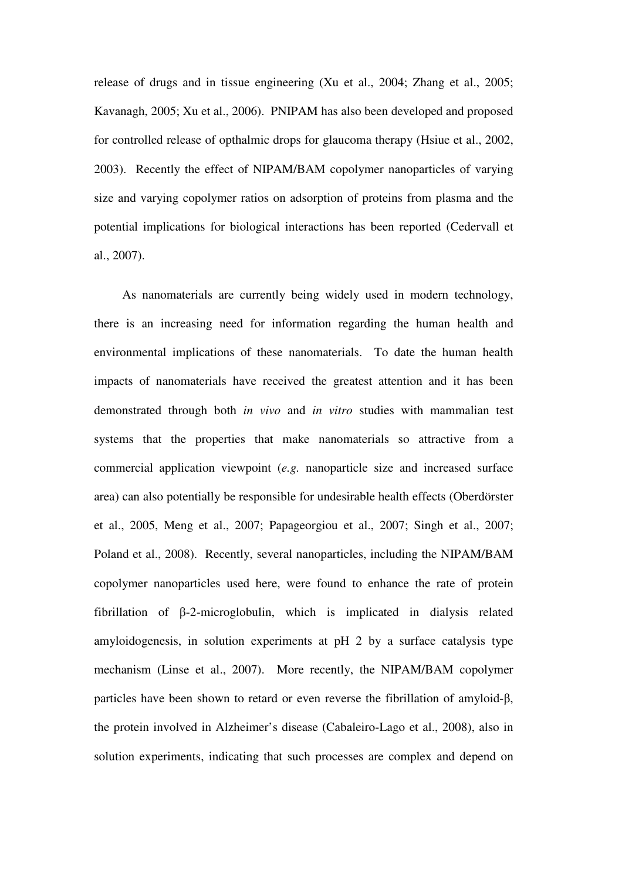release of drugs and in tissue engineering (Xu et al., 2004; Zhang et al., 2005; Kavanagh, 2005; Xu et al., 2006). PNIPAM has also been developed and proposed for controlled release of opthalmic drops for glaucoma therapy (Hsiue et al., 2002, 2003). Recently the effect of NIPAM/BAM copolymer nanoparticles of varying size and varying copolymer ratios on adsorption of proteins from plasma and the potential implications for biological interactions has been reported (Cedervall et al., 2007).

As nanomaterials are currently being widely used in modern technology, there is an increasing need for information regarding the human health and environmental implications of these nanomaterials. To date the human health impacts of nanomaterials have received the greatest attention and it has been demonstrated through both *in vivo* and *in vitro* studies with mammalian test systems that the properties that make nanomaterials so attractive from a commercial application viewpoint (*e.g.* nanoparticle size and increased surface area) can also potentially be responsible for undesirable health effects (Oberdörster et al., 2005, Meng et al., 2007; Papageorgiou et al., 2007; Singh et al., 2007; Poland et al., 2008). Recently, several nanoparticles, including the NIPAM/BAM copolymer nanoparticles used here, were found to enhance the rate of protein fibrillation of β-2-microglobulin, which is implicated in dialysis related amyloidogenesis, in solution experiments at pH 2 by a surface catalysis type mechanism (Linse et al., 2007). More recently, the NIPAM/BAM copolymer particles have been shown to retard or even reverse the fibrillation of amyloid-β, the protein involved in Alzheimer's disease (Cabaleiro-Lago et al., 2008), also in solution experiments, indicating that such processes are complex and depend on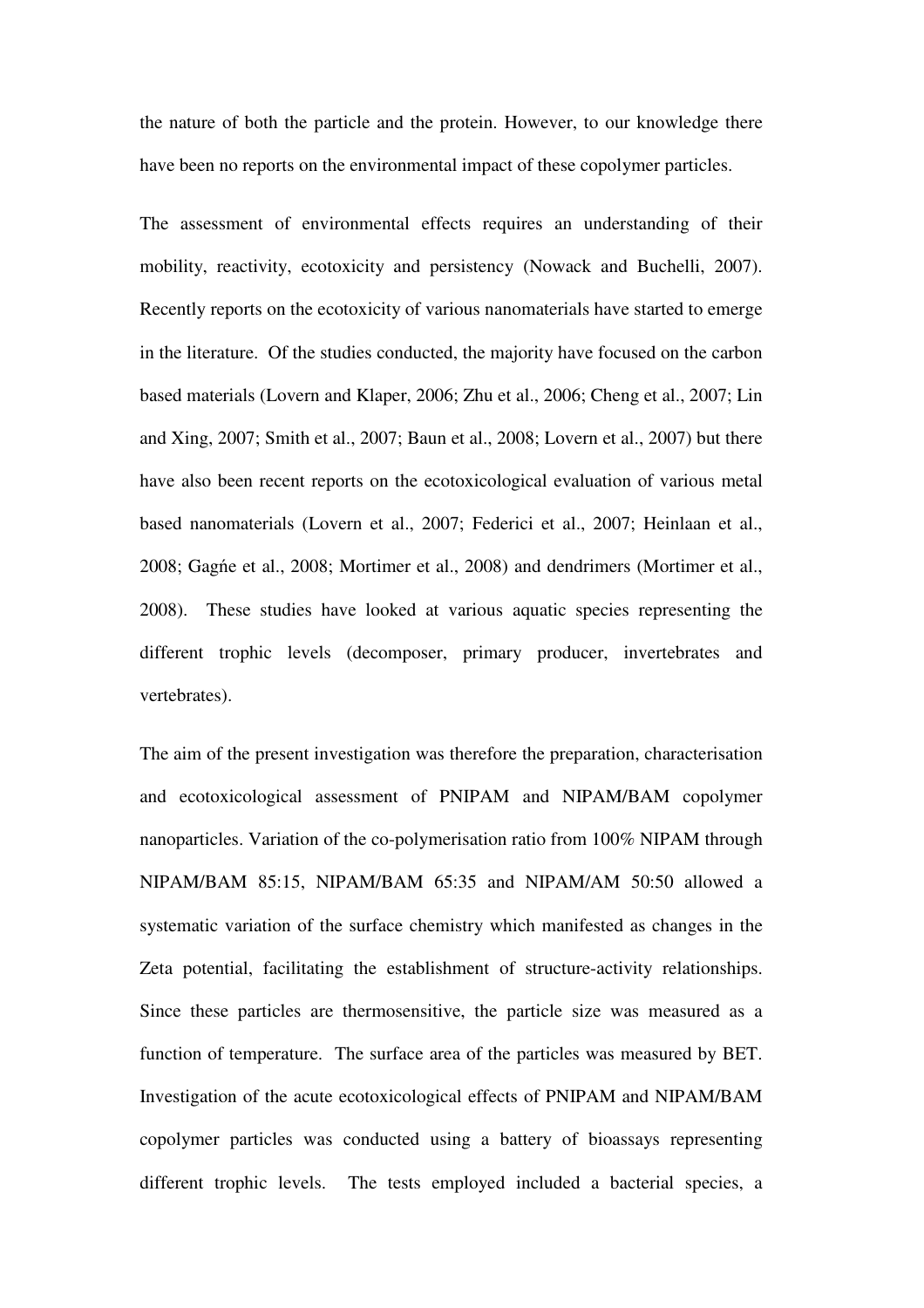the nature of both the particle and the protein. However, to our knowledge there have been no reports on the environmental impact of these copolymer particles.

The assessment of environmental effects requires an understanding of their mobility, reactivity, ecotoxicity and persistency (Nowack and Buchelli, 2007). Recently reports on the ecotoxicity of various nanomaterials have started to emerge in the literature. Of the studies conducted, the majority have focused on the carbon based materials (Lovern and Klaper, 2006; Zhu et al., 2006; Cheng et al., 2007; Lin and Xing, 2007; Smith et al., 2007; Baun et al., 2008; Lovern et al., 2007) but there have also been recent reports on the ecotoxicological evaluation of various metal based nanomaterials (Lovern et al., 2007; Federici et al., 2007; Heinlaan et al., 2008; Gagńe et al., 2008; Mortimer et al., 2008) and dendrimers (Mortimer et al., 2008). These studies have looked at various aquatic species representing the different trophic levels (decomposer, primary producer, invertebrates and vertebrates).

The aim of the present investigation was therefore the preparation, characterisation and ecotoxicological assessment of PNIPAM and NIPAM/BAM copolymer nanoparticles. Variation of the co-polymerisation ratio from 100% NIPAM through NIPAM/BAM 85:15, NIPAM/BAM 65:35 and NIPAM/AM 50:50 allowed a systematic variation of the surface chemistry which manifested as changes in the Zeta potential, facilitating the establishment of structure-activity relationships. Since these particles are thermosensitive, the particle size was measured as a function of temperature. The surface area of the particles was measured by BET. Investigation of the acute ecotoxicological effects of PNIPAM and NIPAM/BAM copolymer particles was conducted using a battery of bioassays representing different trophic levels. The tests employed included a bacterial species, a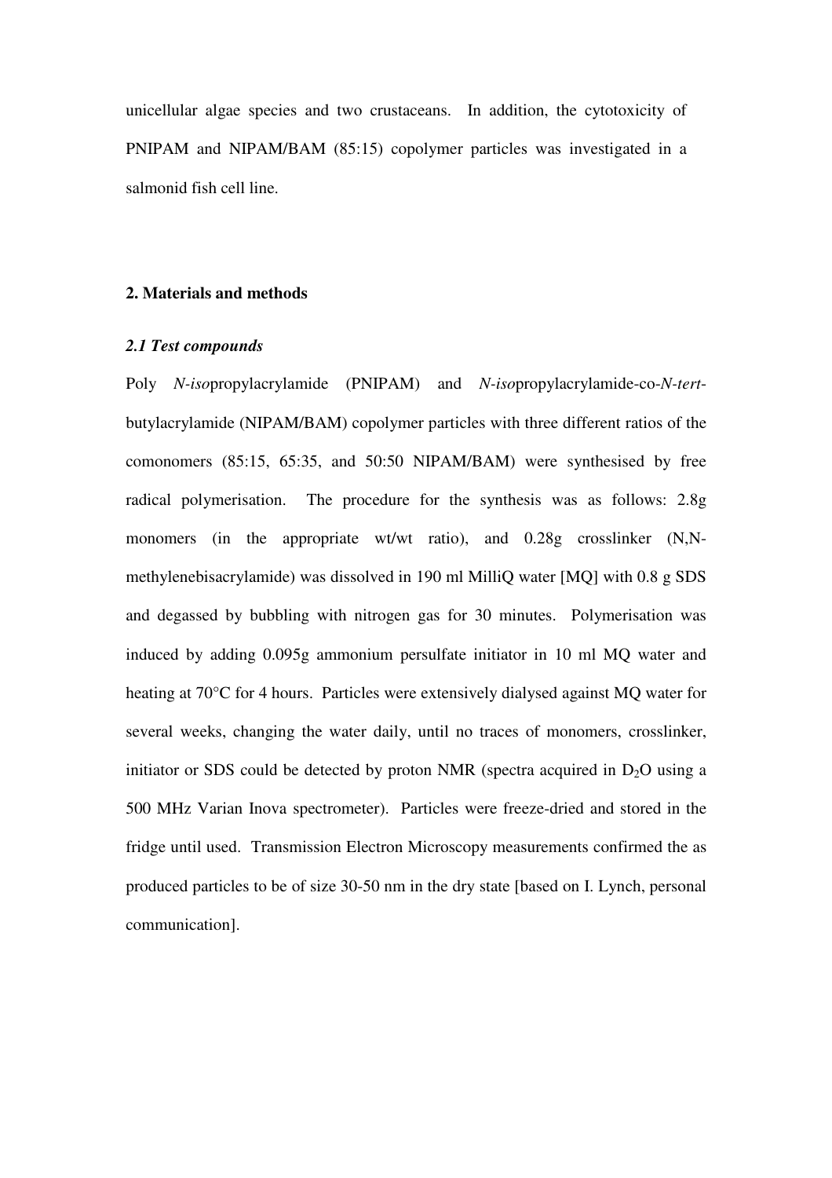unicellular algae species and two crustaceans. In addition, the cytotoxicity of PNIPAM and NIPAM/BAM (85:15) copolymer particles was investigated in a salmonid fish cell line.

## 2. Materials and methods

### *2.1 Test compounds*

Poly *N-iso*propylacrylamide (PNIPAM) and *N-iso*propylacrylamide-co-*N-tert*-butylacrylamide (NIPAM/BAM) copolymer particles with three different ratios of the comonomers (85:15, 65:35, and 50:50 NIPAM/BAM) were synthesised by free radical polymerisation. The procedure for the synthesis was as follows: 2.8g monomers (in the appropriate wt/wt ratio), and 0.28g crosslinker (N,N-methylenebisacrylamide) was dissolved in 190 ml MilliQ water [MQ] with 0.8 g SDS and degassed by bubbling with nitrogen gas for 30 minutes. Polymerisation was induced by adding 0.095g ammonium persulfate initiator in 10 ml MQ water and heating at 70°C for 4 hours. Particles were extensively dialysed against MQ water for several weeks, changing the water daily, until no traces of monomers, crosslinker, initiator or SDS could be detected by proton NMR (spectra acquired in $D_2O$ using a 500 MHz Varian Inova spectrometer). Particles were freeze-dried and stored in the fridge until used. Transmission Electron Microscopy measurements confirmed the as produced particles to be of size 30-50 nm in the dry state [based on I. Lynch, personal communication].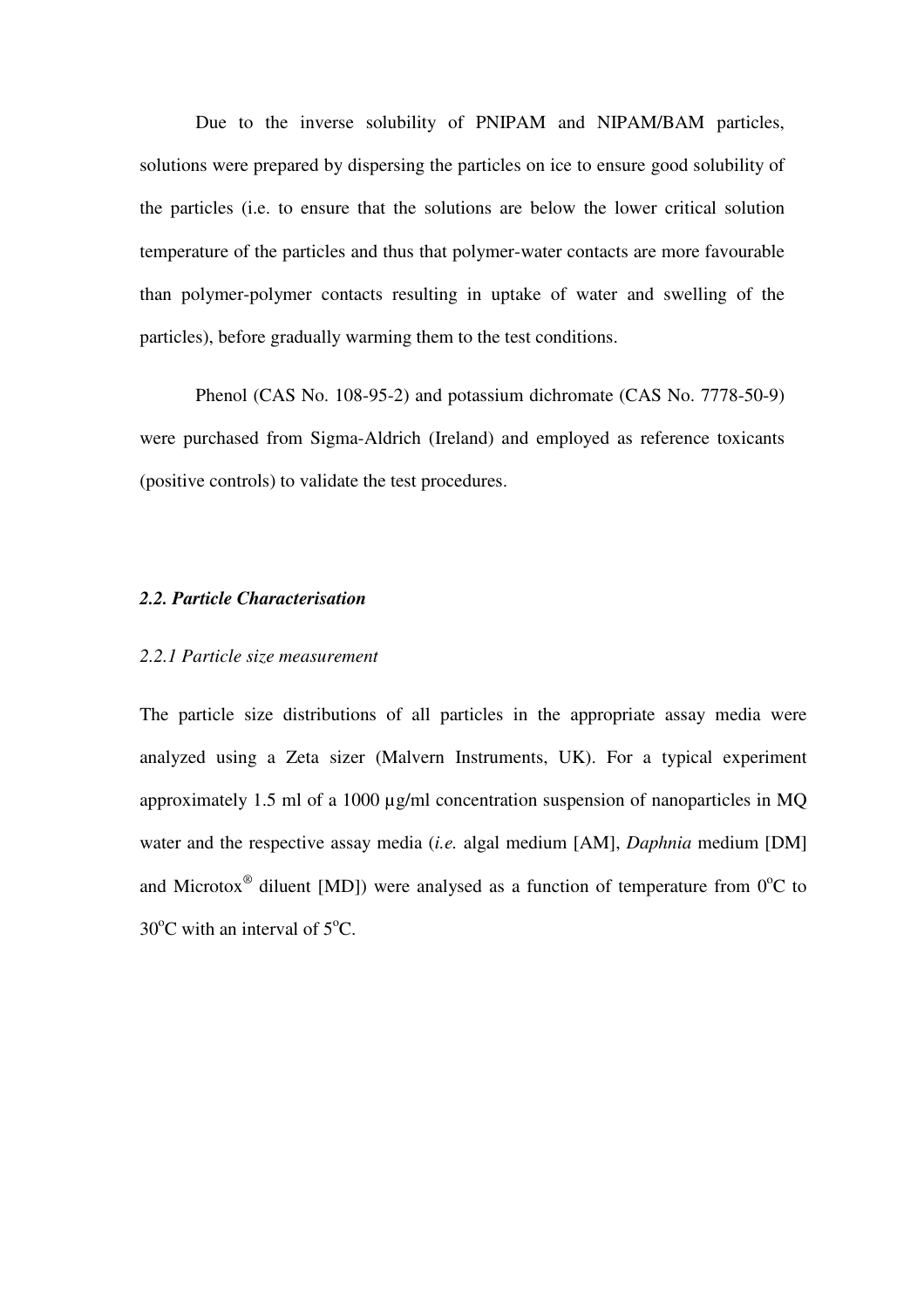Due to the inverse solubility of PNIPAM and NIPAM/BAM particles, solutions were prepared by dispersing the particles on ice to ensure good solubility of the particles (i.e. to ensure that the solutions are below the lower critical solution temperature of the particles and thus that polymer-water contacts are more favourable than polymer-polymer contacts resulting in uptake of water and swelling of the particles), before gradually warming them to the test conditions.

Phenol (CAS No. 108-95-2) and potassium dichromate (CAS No. 7778-50-9) were purchased from Sigma-Aldrich (Ireland) and employed as reference toxicants (positive controls) to validate the test procedures.

### *2.2. Particle Characterisation*

#### *2.2.1 Particle size measurement*

The particle size distributions of all particles in the appropriate assay media were analyzed using a Zeta sizer (Malvern Instruments, UK). For a typical experiment approximately 1.5 ml of a 1000 µg/ml concentration suspension of nanoparticles in MQ water and the respective assay media (*i.e.* algal medium [AM], *Daphnia* medium [DM] and Microtox® diluent [MD]) were analysed as a function of temperature from $0^oC$ to $30^oC$ with an interval of $5^oC$.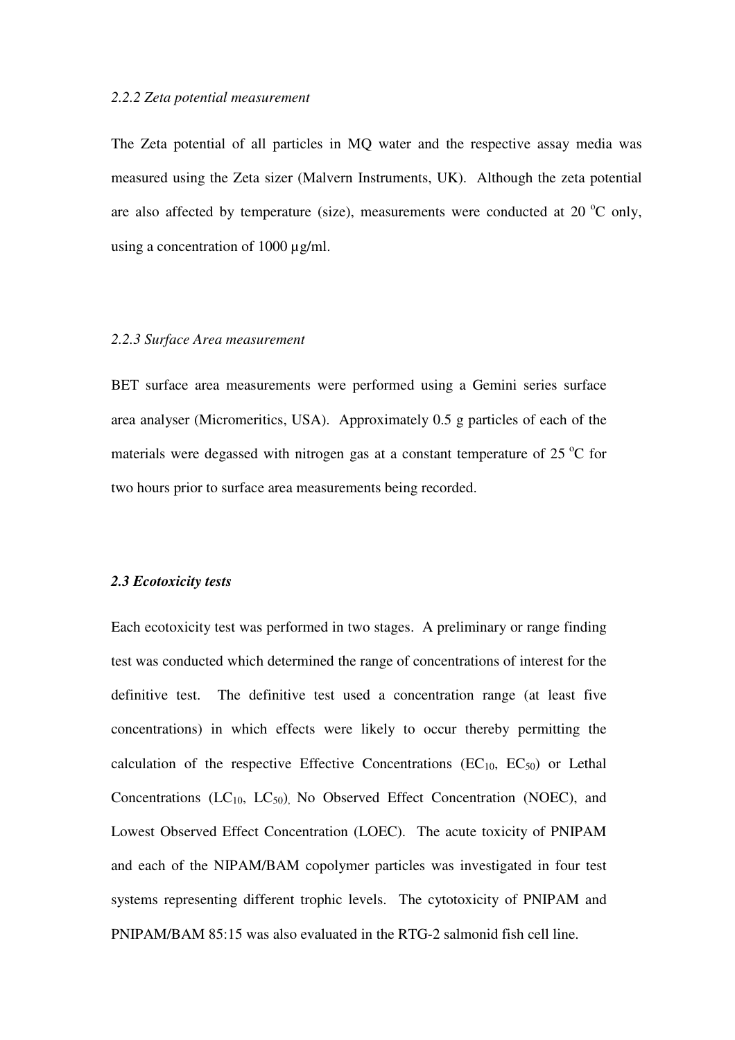### *2.2.2 Zeta potential measurement*

The Zeta potential of all particles in MQ water and the respective assay media was measured using the Zeta sizer (Malvern Instruments, UK). Although the zeta potential are also affected by temperature (size), measurements were conducted at 20 °C only, using a concentration of 1000 µg/ml.

### *2.2.3 Surface Area measurement*

BET surface area measurements were performed using a Gemini series surface area analyser (Micromeritics, USA). Approximately 0.5 g particles of each of the materials were degassed with nitrogen gas at a constant temperature of 25 °C for two hours prior to surface area measurements being recorded.

## ***2.3 Ecotoxicity tests***

Each ecotoxicity test was performed in two stages. A preliminary or range finding test was conducted which determined the range of concentrations of interest for the definitive test. The definitive test used a concentration range (at least five concentrations) in which effects were likely to occur thereby permitting the calculation of the respective Effective Concentrations ($EC_{10}$, $EC_{50}$) or Lethal Concentrations ($LC_{10}$, $LC_{50}$), No Observed Effect Concentration (NOEC), and Lowest Observed Effect Concentration (LOEC). The acute toxicity of PNIPAM and each of the NIPAM/BAM copolymer particles was investigated in four test systems representing different trophic levels. The cytotoxicity of PNIPAM and PNIPAM/BAM 85:15 was also evaluated in the RTG-2 salmonid fish cell line.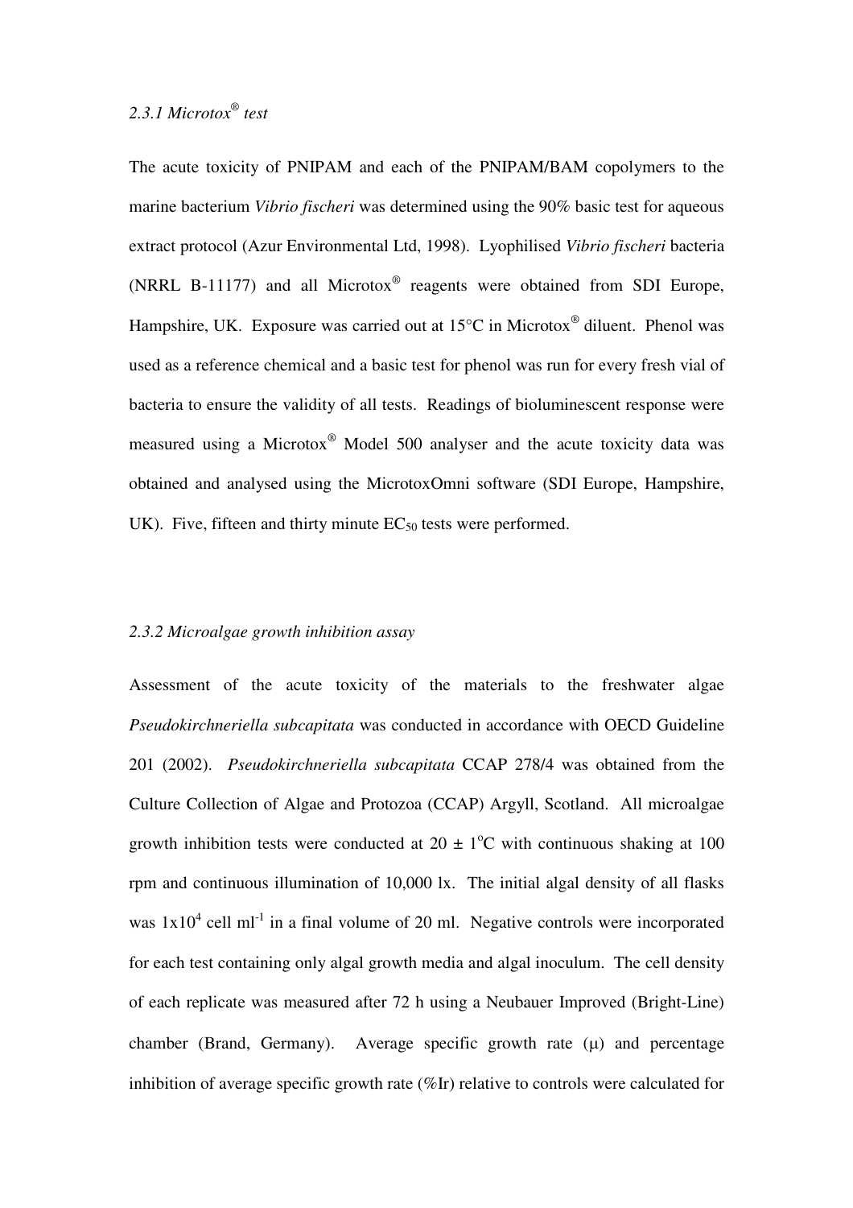### *2.3.1 Microtox® test*

The acute toxicity of PNIPAM and each of the PNIPAM/BAM copolymers to the marine bacterium *Vibrio fischeri* was determined using the 90% basic test for aqueous extract protocol (Azur Environmental Ltd, 1998). Lyophilised *Vibrio fischeri* bacteria (NRRL B-11177) and all Microtox® reagents were obtained from SDI Europe, Hampshire, UK. Exposure was carried out at 15°C in Microtox® diluent. Phenol was used as a reference chemical and a basic test for phenol was run for every fresh vial of bacteria to ensure the validity of all tests. Readings of bioluminescent response were measured using a Microtox® Model 500 analyser and the acute toxicity data was obtained and analysed using the MicrotoxOmni software (SDI Europe, Hampshire, UK). Five, fifteen and thirty minute $EC_{50}$ tests were performed.

### *2.3.2 Microalgae growth inhibition assay*

Assessment of the acute toxicity of the materials to the freshwater algae *Pseudokirchneriella subcapitata* was conducted in accordance with OECD Guideline 201 (2002). *Pseudokirchneriella subcapitata* CCAP 278/4 was obtained from the Culture Collection of Algae and Protozoa (CCAP) Argyll, Scotland. All microalgae growth inhibition tests were conducted at 20 ± 1°C with continuous shaking at 100 rpm and continuous illumination of 10,000 lx. The initial algal density of all flasks was $1 \times 10^4$ cell $ml^{-1}$ in a final volume of 20 ml. Negative controls were incorporated for each test containing only algal growth media and algal inoculum. The cell density of each replicate was measured after 72 h using a Neubauer Improved (Bright-Line) chamber (Brand, Germany). Average specific growth rate ($\mu$) and percentage inhibition of average specific growth rate (%Ir) relative to controls were calculated for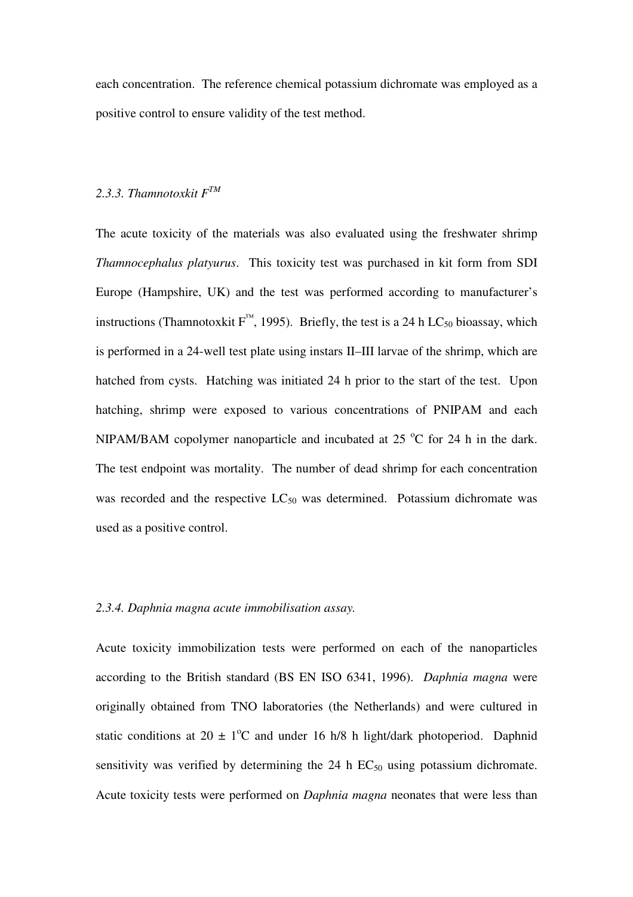each concentration. The reference chemical potassium dichromate was employed as a positive control to ensure validity of the test method.

### *2.3.3. Thamnotoxkit F™*

The acute toxicity of the materials was also evaluated using the freshwater shrimp *Thamnocephalus platyurus*. This toxicity test was purchased in kit form from SDI Europe (Hampshire, UK) and the test was performed according to manufacturer's instructions (Thamnotoxkit F™, 1995). Briefly, the test is a 24 h $LC_{50}$ bioassay, which is performed in a 24-well test plate using instars II–III larvae of the shrimp, which are hatched from cysts. Hatching was initiated 24 h prior to the start of the test. Upon hatching, shrimp were exposed to various concentrations of PNIPAM and each NIPAM/BAM copolymer nanoparticle and incubated at 25 $^{o}$C for 24 h in the dark. The test endpoint was mortality. The number of dead shrimp for each concentration was recorded and the respective $LC_{50}$ was determined. Potassium dichromate was used as a positive control.

### *2.3.4. Daphnia magna acute immobilisation assay.*

Acute toxicity immobilization tests were performed on each of the nanoparticles according to the British standard (BS EN ISO 6341, 1996). *Daphnia magna* were originally obtained from TNO laboratories (the Netherlands) and were cultured in static conditions at 20 ± 1$^{o}$C and under 16 h/8 h light/dark photoperiod. Daphnid sensitivity was verified by determining the 24 h $EC_{50}$ using potassium dichromate. Acute toxicity tests were performed on *Daphnia magna* neonates that were less than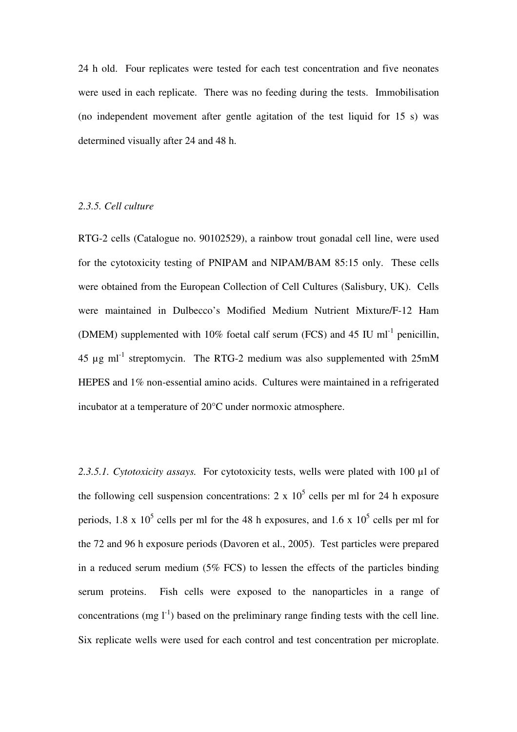24 h old. Four replicates were tested for each test concentration and five neonates were used in each replicate. There was no feeding during the tests. Immobilisation (no independent movement after gentle agitation of the test liquid for 15 s) was determined visually after 24 and 48 h.

*2.3.5. Cell culture*

RTG-2 cells (Catalogue no. 90102529), a rainbow trout gonadal cell line, were used for the cytotoxicity testing of PNIPAM and NIPAM/BAM 85:15 only. These cells were obtained from the European Collection of Cell Cultures (Salisbury, UK). Cells were maintained in Dulbecco's Modified Medium Nutrient Mixture/F-12 Ham (DMEM) supplemented with 10% foetal calf serum (FCS) and 45 IU $ml^{-1}$ penicillin, 45 µg $ml^{-1}$ streptomycin. The RTG-2 medium was also supplemented with 25mM HEPES and 1% non-essential amino acids. Cultures were maintained in a refrigerated incubator at a temperature of 20°C under normoxic atmosphere.

*2.3.5.1. Cytotoxicity assays.* For cytotoxicity tests, wells were plated with 100 µl of the following cell suspension concentrations: $2 \times 10^5$ cells per ml for 24 h exposure periods, $1.8 \times 10^5$ cells per ml for the 48 h exposures, and $1.6 \times 10^5$ cells per ml for the 72 and 96 h exposure periods (Davoren et al., 2005). Test particles were prepared in a reduced serum medium (5% FCS) to lessen the effects of the particles binding serum proteins. Fish cells were exposed to the nanoparticles in a range of concentrations (mg $l^{-1}$) based on the preliminary range finding tests with the cell line. Six replicate wells were used for each control and test concentration per microplate.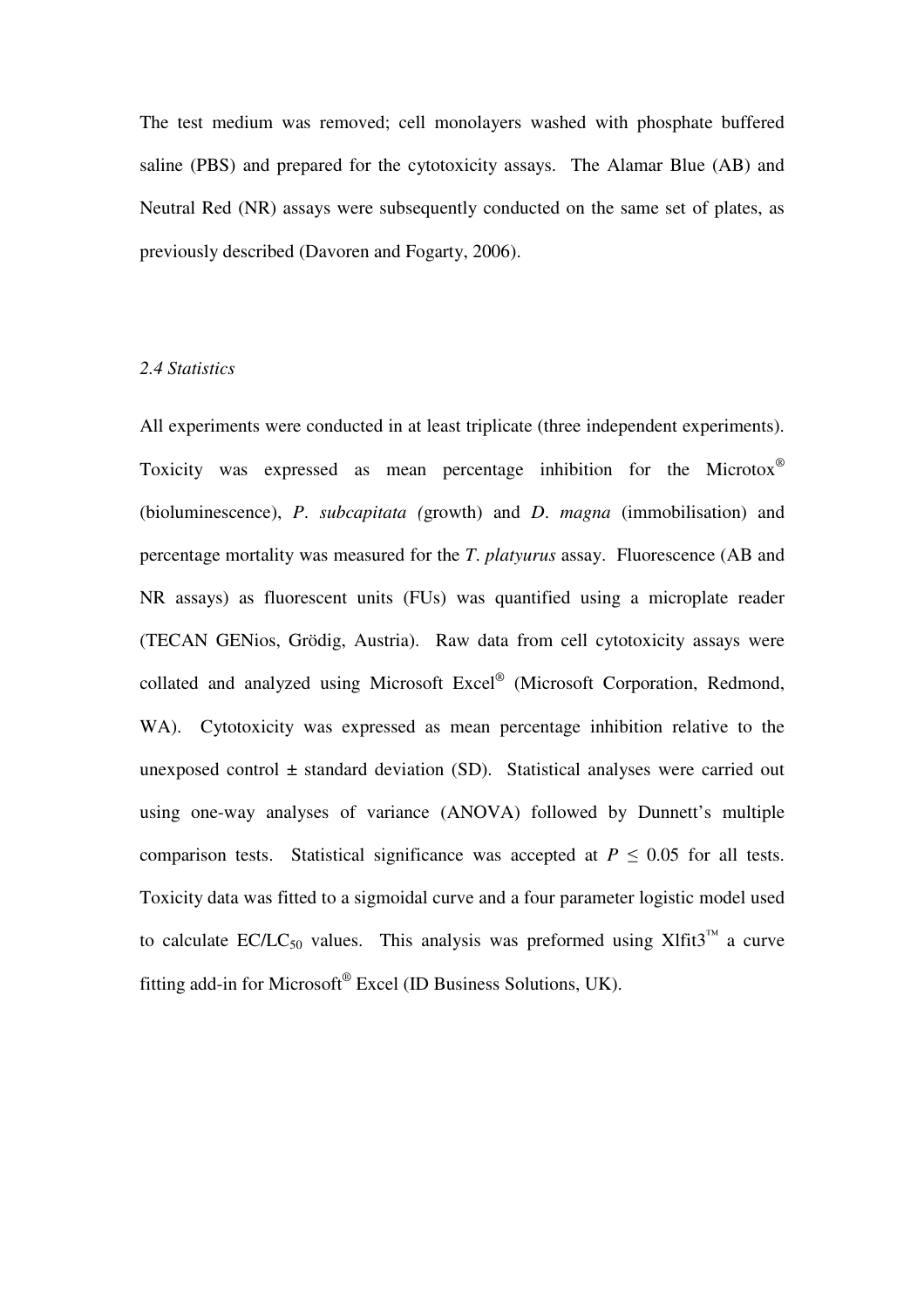The test medium was removed; cell monolayers washed with phosphate buffered saline (PBS) and prepared for the cytotoxicity assays. The Alamar Blue (AB) and Neutral Red (NR) assays were subsequently conducted on the same set of plates, as previously described (Davoren and Fogarty, 2006).

### *2.4 Statistics*

All experiments were conducted in at least triplicate (three independent experiments). Toxicity was expressed as mean percentage inhibition for the Microtox® (bioluminescence), *P*. *subcapitata (*growth) and *D*. *magna* (immobilisation) and percentage mortality was measured for the *T*. *platyurus* assay. Fluorescence (AB and NR assays) as fluorescent units (FUs) was quantified using a microplate reader (TECAN GENios, Grödig, Austria). Raw data from cell cytotoxicity assays were collated and analyzed using Microsoft Excel® (Microsoft Corporation, Redmond, WA). Cytotoxicity was expressed as mean percentage inhibition relative to the unexposed control ± standard deviation (SD). Statistical analyses were carried out using one-way analyses of variance (ANOVA) followed by Dunnett's multiple comparison tests. Statistical significance was accepted at $P \leq 0.05$ for all tests. Toxicity data was fitted to a sigmoidal curve and a four parameter logistic model used to calculate $EC/LC_{50}$ values. This analysis was preformed using Xlfit3™ a curve fitting add-in for Microsoft® Excel (ID Business Solutions, UK).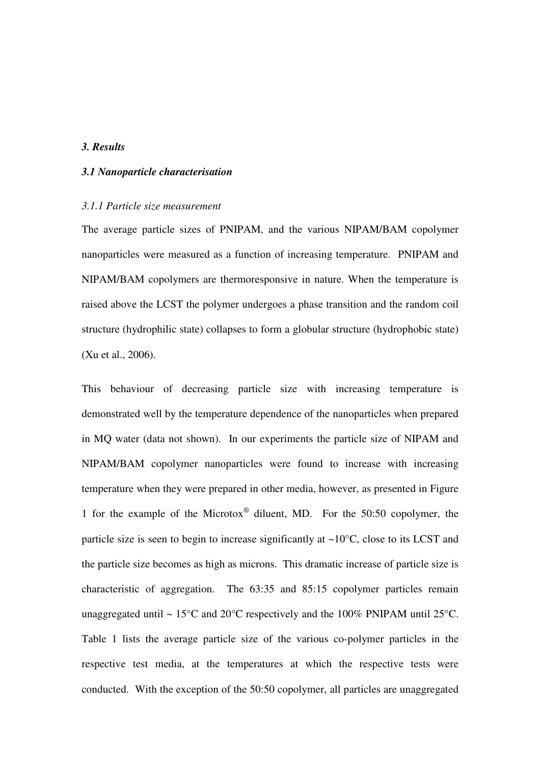### *3. Results*

### *3.1 Nanoparticle characterisation*

#### *3.1.1 Particle size measurement*

The average particle sizes of PNIPAM, and the various NIPAM/BAM copolymer nanoparticles were measured as a function of increasing temperature. PNIPAM and NIPAM/BAM copolymers are thermoresponsive in nature. When the temperature is raised above the LCST the polymer undergoes a phase transition and the random coil structure (hydrophilic state) collapses to form a globular structure (hydrophobic state) (Xu et al., 2006).

This behaviour of decreasing particle size with increasing temperature is demonstrated well by the temperature dependence of the nanoparticles when prepared in MQ water (data not shown). In our experiments the particle size of NIPAM and NIPAM/BAM copolymer nanoparticles were found to increase with increasing temperature when they were prepared in other media, however, as presented in Figure 1 for the example of the Microtox® diluent, MD. For the 50:50 copolymer, the particle size is seen to begin to increase significantly at ~10°C, close to its LCST and the particle size becomes as high as microns. This dramatic increase of particle size is characteristic of aggregation. The 63:35 and 85:15 copolymer particles remain unaggregated until ~ 15°C and 20°C respectively and the 100% PNIPAM until 25°C. Table 1 lists the average particle size of the various co-polymer particles in the respective test media, at the temperatures at which the respective tests were conducted. With the exception of the 50:50 copolymer, all particles are unaggregated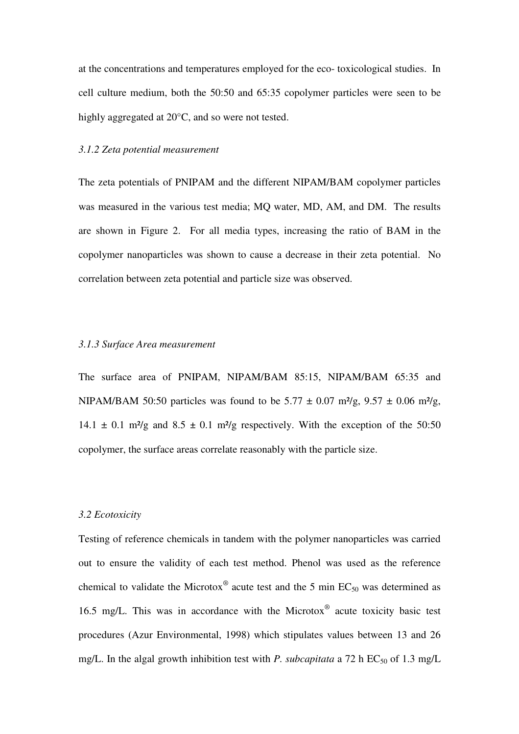at the concentrations and temperatures employed for the eco- toxicological studies. In cell culture medium, both the 50:50 and 65:35 copolymer particles were seen to be highly aggregated at 20°C, and so were not tested.

### *3.1.2 Zeta potential measurement*

The zeta potentials of PNIPAM and the different NIPAM/BAM copolymer particles was measured in the various test media; MQ water, MD, AM, and DM. The results are shown in Figure 2. For all media types, increasing the ratio of BAM in the copolymer nanoparticles was shown to cause a decrease in their zeta potential. No correlation between zeta potential and particle size was observed.

### *3.1.3 Surface Area measurement*

The surface area of PNIPAM, NIPAM/BAM 85:15, NIPAM/BAM 65:35 and NIPAM/BAM 50:50 particles was found to be 5.77 ± 0.07 m²/g, 9.57 ± 0.06 m²/g, 14.1 ± 0.1 m²/g and 8.5 ± 0.1 m²/g respectively. With the exception of the 50:50 copolymer, the surface areas correlate reasonably with the particle size.

## *3.2 Ecotoxicity*

Testing of reference chemicals in tandem with the polymer nanoparticles was carried out to ensure the validity of each test method. Phenol was used as the reference chemical to validate the Microtox® acute test and the 5 min $EC_{50}$ was determined as 16.5 mg/L. This was in accordance with the Microtox® acute toxicity basic test procedures (Azur Environmental, 1998) which stipulates values between 13 and 26 mg/L. In the algal growth inhibition test with *P. subcapitata* a 72 h $EC_{50}$ of 1.3 mg/L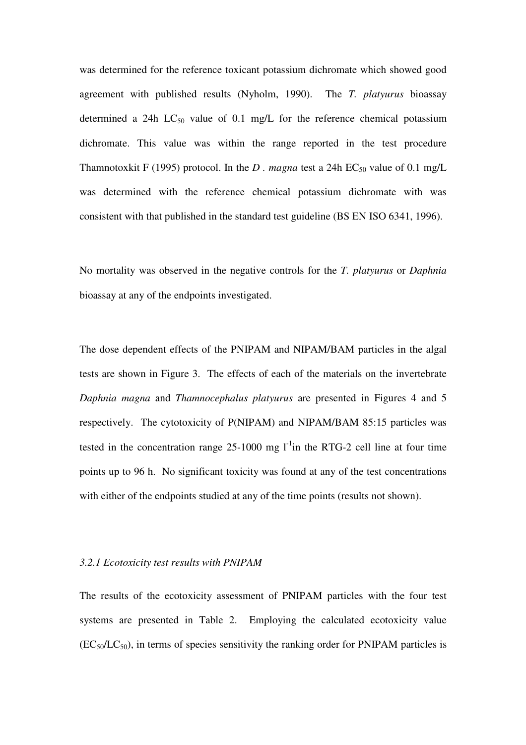was determined for the reference toxicant potassium dichromate which showed good agreement with published results (Nyholm, 1990). The *T. platyurus* bioassay determined a 24h $LC_{50}$ value of 0.1 mg/L for the reference chemical potassium dichromate. This value was within the range reported in the test procedure Thamnotoxkit F (1995) protocol. In the *D . magna* test a 24h $EC_{50}$ value of 0.1 mg/L was determined with the reference chemical potassium dichromate with was consistent with that published in the standard test guideline (BS EN ISO 6341, 1996).

No mortality was observed in the negative controls for the *T. platyurus* or *Daphnia* bioassay at any of the endpoints investigated.

The dose dependent effects of the PNIPAM and NIPAM/BAM particles in the algal tests are shown in Figure 3. The effects of each of the materials on the invertebrate *Daphnia magna* and *Thamnocephalus platyurus* are presented in Figures 4 and 5 respectively. The cytotoxicity of P(NIPAM) and NIPAM/BAM 85:15 particles was tested in the concentration range 25-1000 mg $l^{-1}$in the RTG-2 cell line at four time points up to 96 h. No significant toxicity was found at any of the test concentrations with either of the endpoints studied at any of the time points (results not shown).

### *3.2.1 Ecotoxicity test results with PNIPAM*

The results of the ecotoxicity assessment of PNIPAM particles with the four test systems are presented in Table 2. Employing the calculated ecotoxicity value ($EC_{50}$/$LC_{50}$), in terms of species sensitivity the ranking order for PNIPAM particles is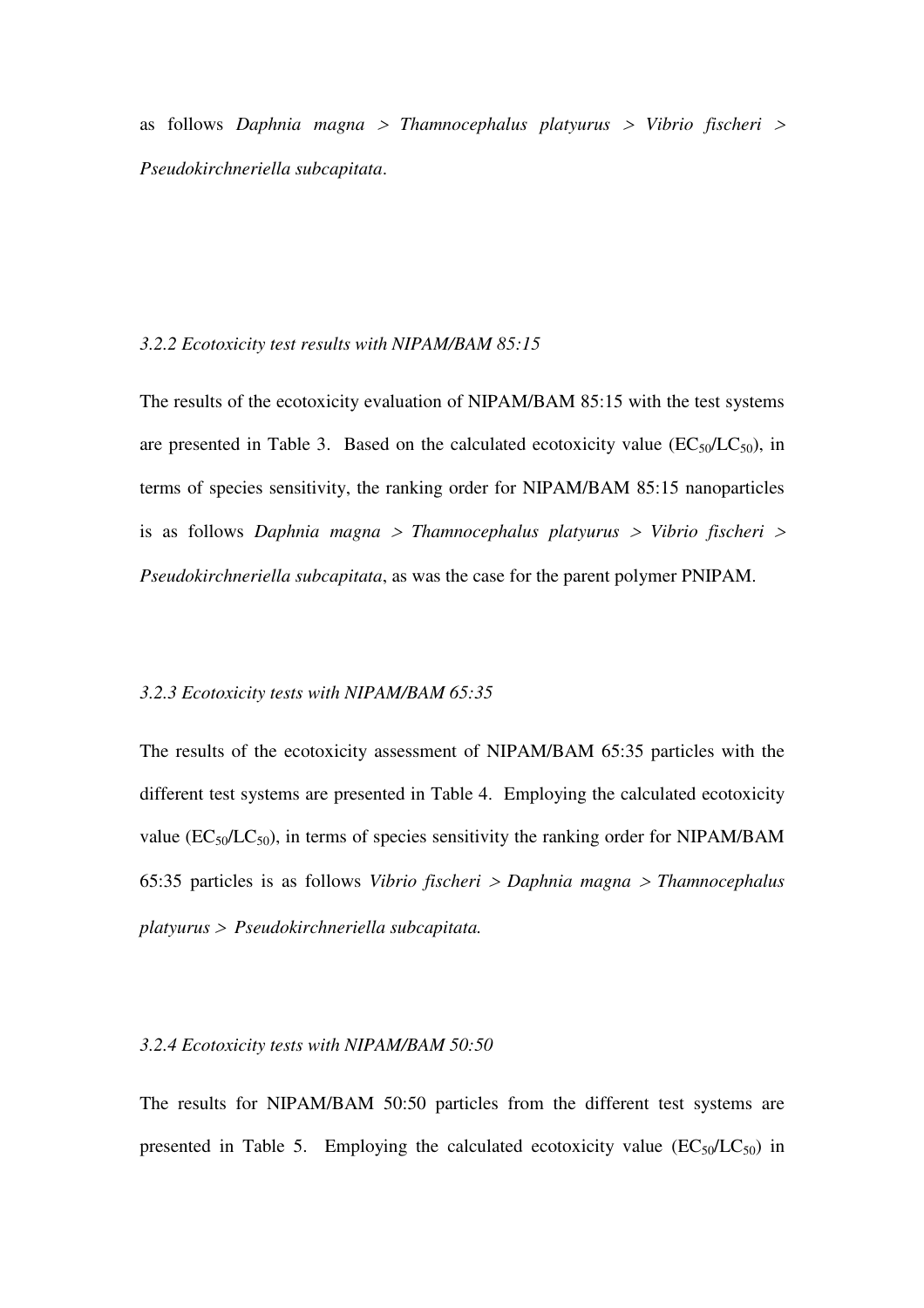as follows *Daphnia magna* > *Thamnocephalus platyurus* > *Vibrio fischeri* > *Pseudokirchneriella subcapitata*.

### *3.2.2 Ecotoxicity test results with NIPAM/BAM 85:15*

The results of the ecotoxicity evaluation of NIPAM/BAM 85:15 with the test systems are presented in Table 3. Based on the calculated ecotoxicity value ($EC_{50}/LC_{50}$), in terms of species sensitivity, the ranking order for NIPAM/BAM 85:15 nanoparticles is as follows *Daphnia magna* > *Thamnocephalus platyurus* > *Vibrio fischeri* > *Pseudokirchneriella subcapitata*, as was the case for the parent polymer PNIPAM.

### *3.2.3 Ecotoxicity tests with NIPAM/BAM 65:35*

The results of the ecotoxicity assessment of NIPAM/BAM 65:35 particles with the different test systems are presented in Table 4. Employing the calculated ecotoxicity value ($EC_{50}/LC_{50}$), in terms of species sensitivity the ranking order for NIPAM/BAM 65:35 particles is as follows *Vibrio fischeri* > *Daphnia magna* > *Thamnocephalus platyurus* > *Pseudokirchneriella subcapitata.*

### *3.2.4 Ecotoxicity tests with NIPAM/BAM 50:50*

The results for NIPAM/BAM 50:50 particles from the different test systems are presented in Table 5. Employing the calculated ecotoxicity value ($EC_{50}/LC_{50}$) in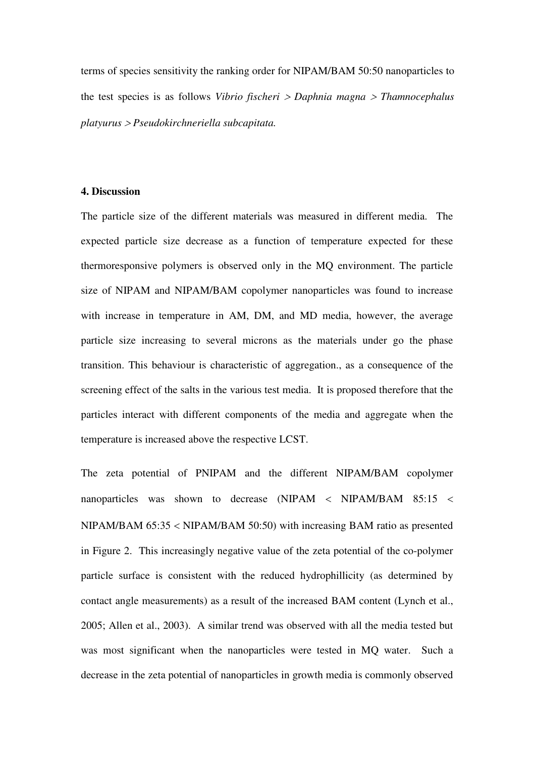terms of species sensitivity the ranking order for NIPAM/BAM 50:50 nanoparticles to the test species is as follows *Vibrio fischeri > Daphnia magna > Thamnocephalus platyurus > Pseudokirchneriella subcapitata.*

### 4. Discussion

The particle size of the different materials was measured in different media. The expected particle size decrease as a function of temperature expected for these thermoresponsive polymers is observed only in the MQ environment. The particle size of NIPAM and NIPAM/BAM copolymer nanoparticles was found to increase with increase in temperature in AM, DM, and MD media, however, the average particle size increasing to several microns as the materials under go the phase transition. This behaviour is characteristic of aggregation., as a consequence of the screening effect of the salts in the various test media. It is proposed therefore that the particles interact with different components of the media and aggregate when the temperature is increased above the respective LCST.

The zeta potential of PNIPAM and the different NIPAM/BAM copolymer nanoparticles was shown to decrease (NIPAM < NIPAM/BAM 85:15 < NIPAM/BAM 65:35 < NIPAM/BAM 50:50) with increasing BAM ratio as presented in Figure 2. This increasingly negative value of the zeta potential of the co-polymer particle surface is consistent with the reduced hydrophillicity (as determined by contact angle measurements) as a result of the increased BAM content (Lynch et al., 2005; Allen et al., 2003). A similar trend was observed with all the media tested but was most significant when the nanoparticles were tested in MQ water. Such a decrease in the zeta potential of nanoparticles in growth media is commonly observed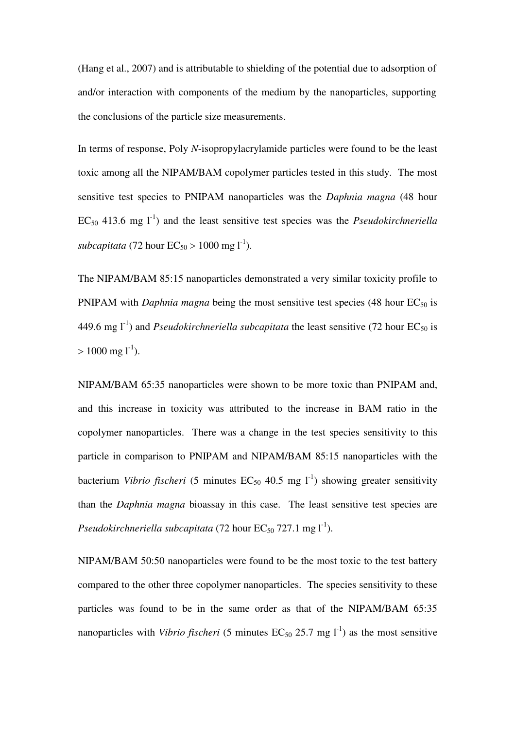(Hang et al., 2007) and is attributable to shielding of the potential due to adsorption of and/or interaction with components of the medium by the nanoparticles, supporting the conclusions of the particle size measurements.

In terms of response, Poly *N*-isopropylacrylamide particles were found to be the least toxic among all the NIPAM/BAM copolymer particles tested in this study. The most sensitive test species to PNIPAM nanoparticles was the *Daphnia magna* (48 hour $EC_{50}$ 413.6 mg $l^{-1}$) and the least sensitive test species was the *Pseudokirchneriella subcapitata* (72 hour $EC_{50}$ > 1000 mg $l^{-1}$).

The NIPAM/BAM 85:15 nanoparticles demonstrated a very similar toxicity profile to PNIPAM with *Daphnia magna* being the most sensitive test species (48 hour $EC_{50}$ is 449.6 mg $l^{-1}$) and *Pseudokirchneriella subcapitata* the least sensitive (72 hour $EC_{50}$ is > 1000 mg $l^{-1}$).

NIPAM/BAM 65:35 nanoparticles were shown to be more toxic than PNIPAM and, and this increase in toxicity was attributed to the increase in BAM ratio in the copolymer nanoparticles. There was a change in the test species sensitivity to this particle in comparison to PNIPAM and NIPAM/BAM 85:15 nanoparticles with the bacterium *Vibrio fischeri* (5 minutes $EC_{50}$ 40.5 mg $l^{-1}$) showing greater sensitivity than the *Daphnia magna* bioassay in this case. The least sensitive test species are *Pseudokirchneriella subcapitata* (72 hour $EC_{50}$ 727.1 mg $l^{-1}$).

NIPAM/BAM 50:50 nanoparticles were found to be the most toxic to the test battery compared to the other three copolymer nanoparticles. The species sensitivity to these particles was found to be in the same order as that of the NIPAM/BAM 65:35 nanoparticles with *Vibrio fischeri* (5 minutes $EC_{50}$ 25.7 mg $l^{-1}$) as the most sensitive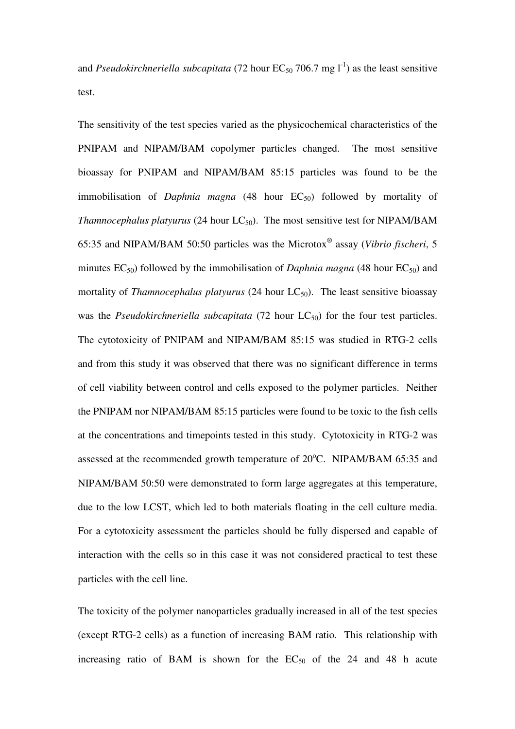and *Pseudokirchneriella subcapitata* (72 hour $EC_{50}$ 706.7 mg $l^{-1}$) as the least sensitive test.

The sensitivity of the test species varied as the physicochemical characteristics of the PNIPAM and NIPAM/BAM copolymer particles changed. The most sensitive bioassay for PNIPAM and NIPAM/BAM 85:15 particles was found to be the immobilisation of *Daphnia magna* (48 hour $EC_{50}$) followed by mortality of *Thamnocephalus platyurus* (24 hour $LC_{50}$). The most sensitive test for NIPAM/BAM 65:35 and NIPAM/BAM 50:50 particles was the Microtox® assay (*Vibrio fischeri*, 5 minutes $EC_{50}$) followed by the immobilisation of *Daphnia magna* (48 hour $EC_{50}$) and mortality of *Thamnocephalus platyurus* (24 hour $LC_{50}$). The least sensitive bioassay was the *Pseudokirchneriella subcapitata* (72 hour $LC_{50}$) for the four test particles. The cytotoxicity of PNIPAM and NIPAM/BAM 85:15 was studied in RTG-2 cells and from this study it was observed that there was no significant difference in terms of cell viability between control and cells exposed to the polymer particles. Neither the PNIPAM nor NIPAM/BAM 85:15 particles were found to be toxic to the fish cells at the concentrations and timepoints tested in this study. Cytotoxicity in RTG-2 was assessed at the recommended growth temperature of 20°C. NIPAM/BAM 65:35 and NIPAM/BAM 50:50 were demonstrated to form large aggregates at this temperature, due to the low LCST, which led to both materials floating in the cell culture media. For a cytotoxicity assessment the particles should be fully dispersed and capable of interaction with the cells so in this case it was not considered practical to test these particles with the cell line.

The toxicity of the polymer nanoparticles gradually increased in all of the test species (except RTG-2 cells) as a function of increasing BAM ratio. This relationship with increasing ratio of BAM is shown for the $EC_{50}$ of the 24 and 48 h acute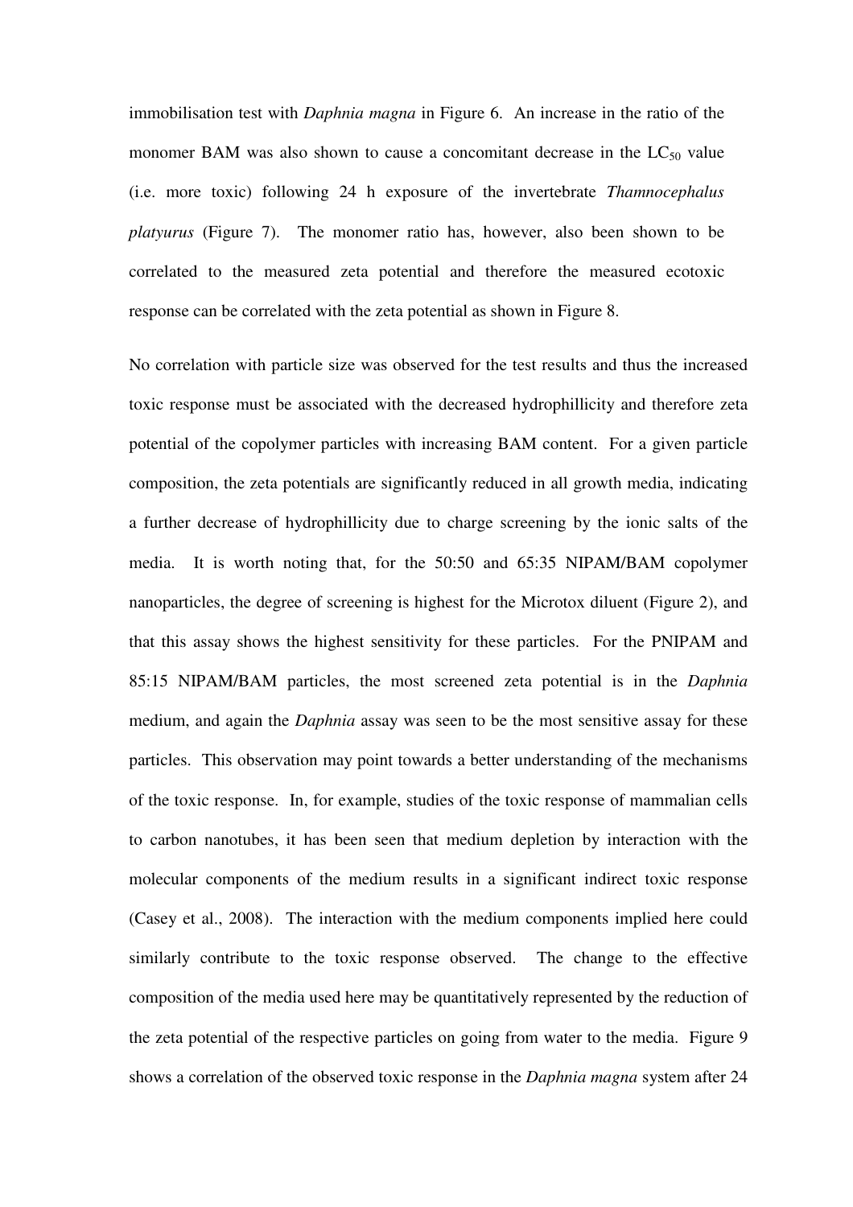immobilisation test with *Daphnia magna* in Figure 6. An increase in the ratio of the monomer BAM was also shown to cause a concomitant decrease in the $LC_{50}$ value (i.e. more toxic) following 24 h exposure of the invertebrate *Thamnocephalus platyurus* (Figure 7). The monomer ratio has, however, also been shown to be correlated to the measured zeta potential and therefore the measured ecotoxic response can be correlated with the zeta potential as shown in Figure 8.

No correlation with particle size was observed for the test results and thus the increased toxic response must be associated with the decreased hydrophillicity and therefore zeta potential of the copolymer particles with increasing BAM content. For a given particle composition, the zeta potentials are significantly reduced in all growth media, indicating a further decrease of hydrophillicity due to charge screening by the ionic salts of the media. It is worth noting that, for the 50:50 and 65:35 NIPAM/BAM copolymer nanoparticles, the degree of screening is highest for the Microtox diluent (Figure 2), and that this assay shows the highest sensitivity for these particles. For the PNIPAM and 85:15 NIPAM/BAM particles, the most screened zeta potential is in the *Daphnia* medium, and again the *Daphnia* assay was seen to be the most sensitive assay for these particles. This observation may point towards a better understanding of the mechanisms of the toxic response. In, for example, studies of the toxic response of mammalian cells to carbon nanotubes, it has been seen that medium depletion by interaction with the molecular components of the medium results in a significant indirect toxic response (Casey et al., 2008). The interaction with the medium components implied here could similarly contribute to the toxic response observed. The change to the effective composition of the media used here may be quantitatively represented by the reduction of the zeta potential of the respective particles on going from water to the media. Figure 9 shows a correlation of the observed toxic response in the *Daphnia magna* system after 24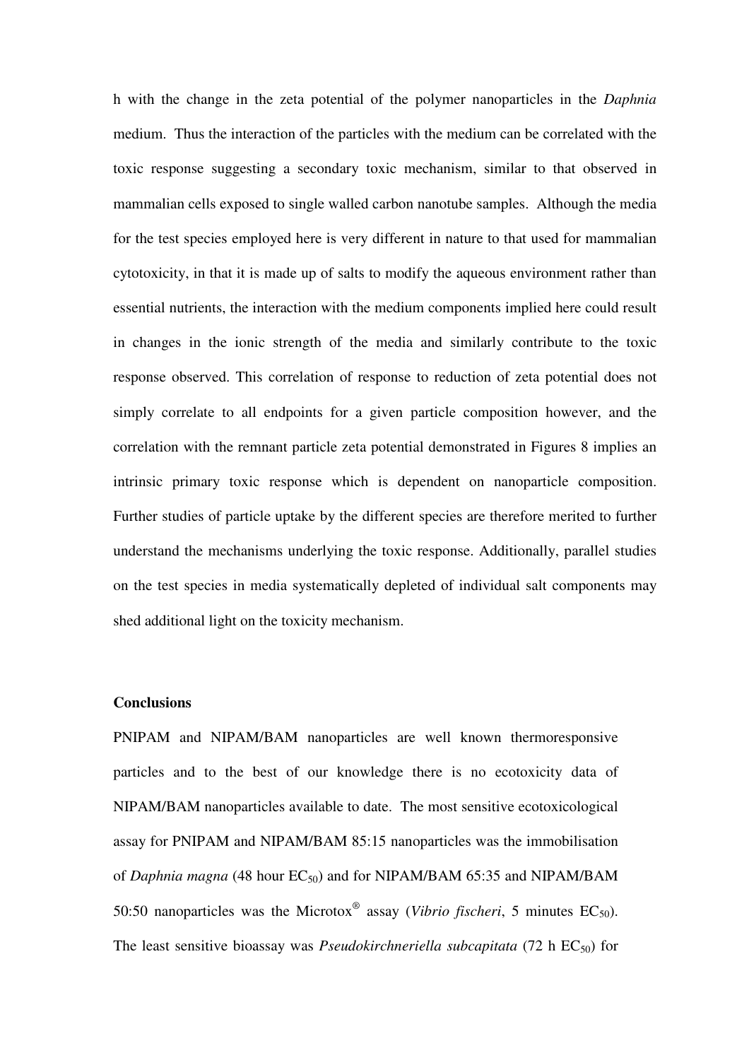h with the change in the zeta potential of the polymer nanoparticles in the *Daphnia* medium. Thus the interaction of the particles with the medium can be correlated with the toxic response suggesting a secondary toxic mechanism, similar to that observed in mammalian cells exposed to single walled carbon nanotube samples. Although the media for the test species employed here is very different in nature to that used for mammalian cytotoxicity, in that it is made up of salts to modify the aqueous environment rather than essential nutrients, the interaction with the medium components implied here could result in changes in the ionic strength of the media and similarly contribute to the toxic response observed. This correlation of response to reduction of zeta potential does not simply correlate to all endpoints for a given particle composition however, and the correlation with the remnant particle zeta potential demonstrated in Figures 8 implies an intrinsic primary toxic response which is dependent on nanoparticle composition. Further studies of particle uptake by the different species are therefore merited to further understand the mechanisms underlying the toxic response. Additionally, parallel studies on the test species in media systematically depleted of individual salt components may shed additional light on the toxicity mechanism.

## Conclusions

PNIPAM and NIPAM/BAM nanoparticles are well known thermoresponsive particles and to the best of our knowledge there is no ecotoxicity data of NIPAM/BAM nanoparticles available to date. The most sensitive ecotoxicological assay for PNIPAM and NIPAM/BAM 85:15 nanoparticles was the immobilisation of *Daphnia magna* (48 hour $EC_{50}$) and for NIPAM/BAM 65:35 and NIPAM/BAM 50:50 nanoparticles was the Microtox® assay (*Vibrio fischeri*, 5 minutes $EC_{50}$). The least sensitive bioassay was *Pseudokirchneriella subcapitata* (72 h $EC_{50}$) for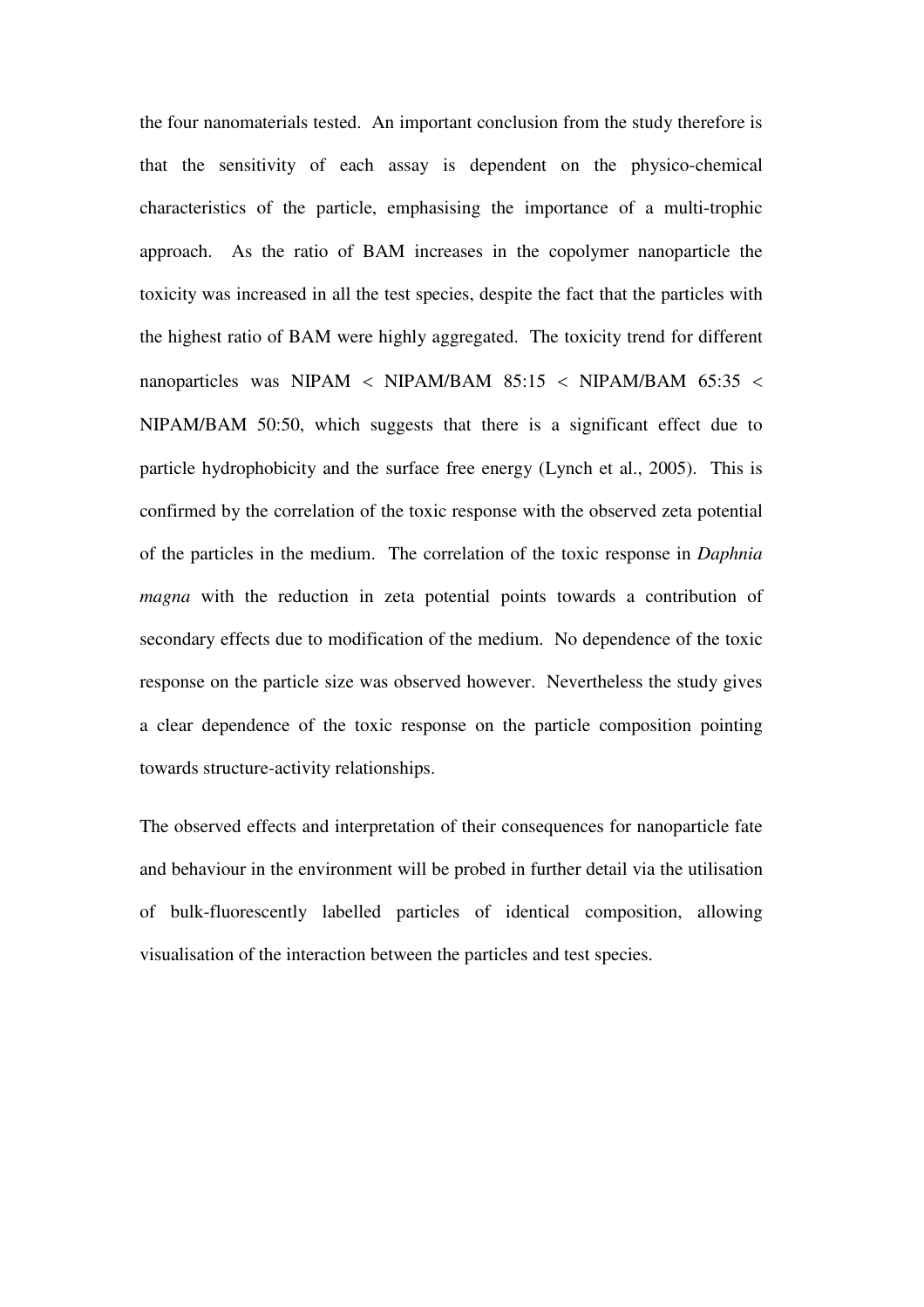the four nanomaterials tested. An important conclusion from the study therefore is that the sensitivity of each assay is dependent on the physico-chemical characteristics of the particle, emphasising the importance of a multi-trophic approach. As the ratio of BAM increases in the copolymer nanoparticle the toxicity was increased in all the test species, despite the fact that the particles with the highest ratio of BAM were highly aggregated. The toxicity trend for different nanoparticles was NIPAM < NIPAM/BAM 85:15 < NIPAM/BAM 65:35 < NIPAM/BAM 50:50, which suggests that there is a significant effect due to particle hydrophobicity and the surface free energy (Lynch et al., 2005). This is confirmed by the correlation of the toxic response with the observed zeta potential of the particles in the medium. The correlation of the toxic response in *Daphnia magna* with the reduction in zeta potential points towards a contribution of secondary effects due to modification of the medium. No dependence of the toxic response on the particle size was observed however. Nevertheless the study gives a clear dependence of the toxic response on the particle composition pointing towards structure-activity relationships.

The observed effects and interpretation of their consequences for nanoparticle fate and behaviour in the environment will be probed in further detail via the utilisation of bulk-fluorescently labelled particles of identical composition, allowing visualisation of the interaction between the particles and test species.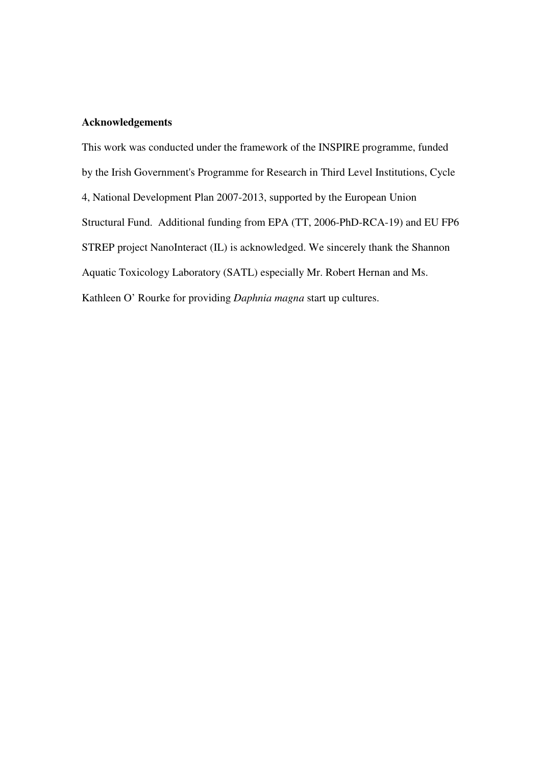**Acknowledgements**

This work was conducted under the framework of the INSPIRE programme, funded by the Irish Government's Programme for Research in Third Level Institutions, Cycle 4, National Development Plan 2007-2013, supported by the European Union Structural Fund. Additional funding from EPA (TT, 2006-PhD-RCA-19) and EU FP6 STREP project NanoInteract (IL) is acknowledged. We sincerely thank the Shannon Aquatic Toxicology Laboratory (SATL) especially Mr. Robert Hernan and Ms. Kathleen O' Rourke for providing *Daphnia magna* start up cultures.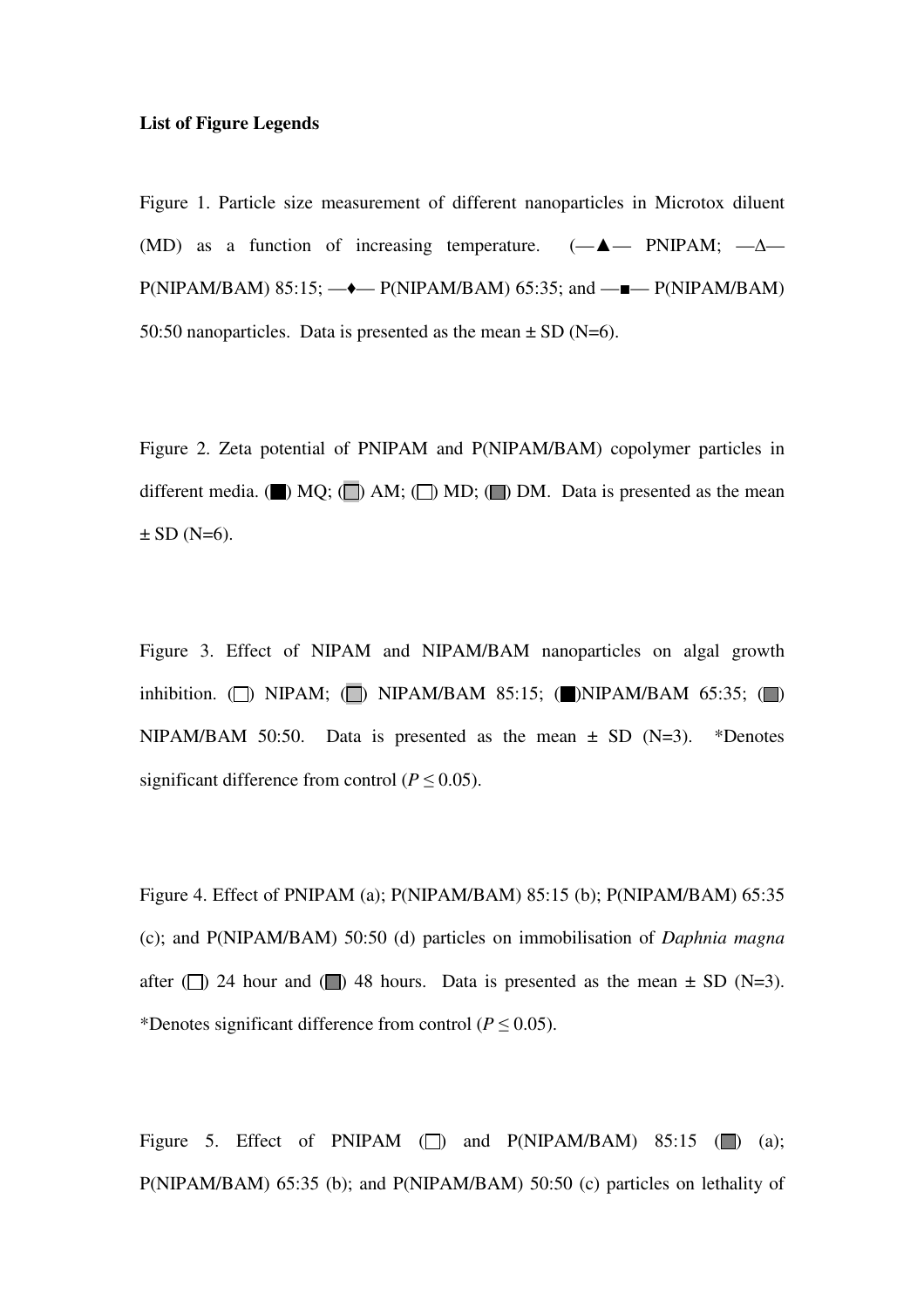**List of Figure Legends**

Figure 1. Particle size measurement of different nanoparticles in Microtox diluent (MD) as a function of increasing temperature. (—▲— PNIPAM; —Δ— P(NIPAM/BAM) 85:15; —♦— P(NIPAM/BAM) 65:35; and —■— P(NIPAM/BAM) 50:50 nanoparticles. Data is presented as the mean ± SD (N=6).

Figure 2. Zeta potential of PNIPAM and P(NIPAM/BAM) copolymer particles in different media. (■) MQ; (□) AM; (□) MD; (■) DM. Data is presented as the mean ± SD (N=6).

Figure 3. Effect of NIPAM and NIPAM/BAM nanoparticles on algal growth inhibition. (□) NIPAM; (□) NIPAM/BAM 85:15; (■)NIPAM/BAM 65:35; (■) NIPAM/BAM 50:50. Data is presented as the mean ± SD (N=3). *Denotes significant difference from control ($P \leq 0.05$).

Figure 4. Effect of PNIPAM (a); P(NIPAM/BAM) 85:15 (b); P(NIPAM/BAM) 65:35 (c); and P(NIPAM/BAM) 50:50 (d) particles on immobilisation of *Daphnia magna* after (□) 24 hour and (■) 48 hours. Data is presented as the mean ± SD (N=3). *Denotes significant difference from control ($P \leq 0.05$).

Figure 5. Effect of PNIPAM (□) and P(NIPAM/BAM) 85:15 (■) (a); P(NIPAM/BAM) 65:35 (b); and P(NIPAM/BAM) 50:50 (c) particles on lethality of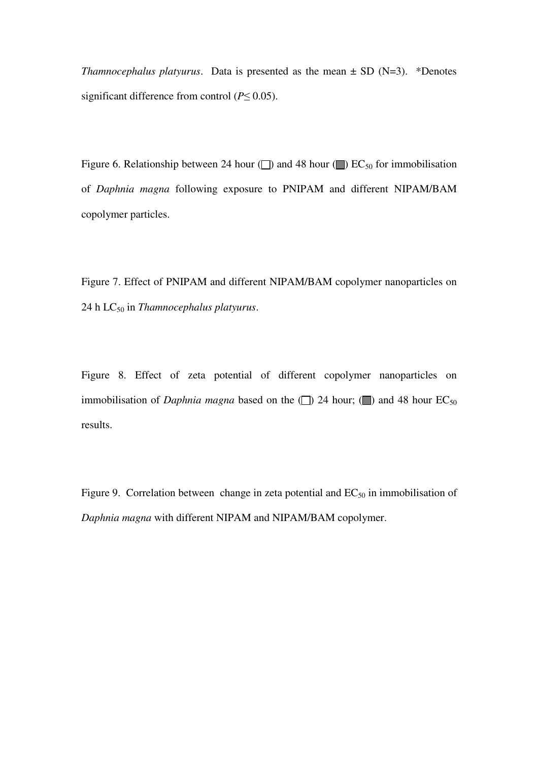*Thamnocephalus platyurus*. Data is presented as the mean ± SD (N=3). *Denotes significant difference from control ($P \leq 0.05$).

Figure 6. Relationship between 24 hour (□) and 48 hour (■) $EC_{50}$ for immobilisation of *Daphnia magna* following exposure to PNIPAM and different NIPAM/BAM copolymer particles.

Figure 7. Effect of PNIPAM and different NIPAM/BAM copolymer nanoparticles on 24 h $LC_{50}$ in *Thamnocephalus platyurus*.

Figure 8. Effect of zeta potential of different copolymer nanoparticles on immobilisation of *Daphnia magna* based on the (□) 24 hour; (■) and 48 hour $EC_{50}$ results.

Figure 9. Correlation between change in zeta potential and $EC_{50}$ in immobilisation of *Daphnia magna* with different NIPAM and NIPAM/BAM copolymer.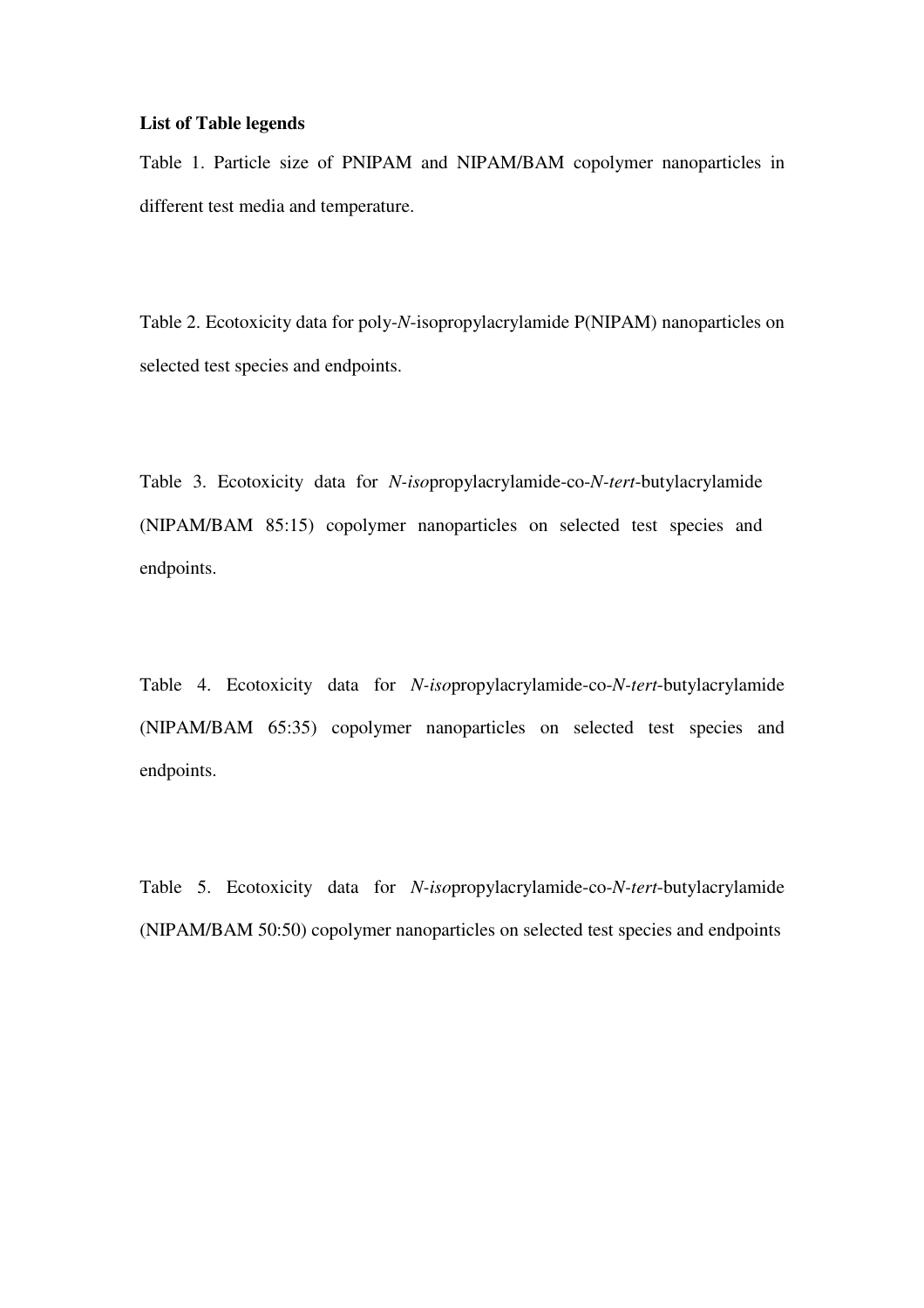**List of Table legends**

Table 1. Particle size of PNIPAM and NIPAM/BAM copolymer nanoparticles in different test media and temperature.

Table 2. Ecotoxicity data for poly-*N*-isopropylacrylamide P(NIPAM) nanoparticles on selected test species and endpoints.

Table 3. Ecotoxicity data for *N-iso*propylacrylamide-co-*N-tert*-butylacrylamide (NIPAM/BAM 85:15) copolymer nanoparticles on selected test species and endpoints.

Table 4. Ecotoxicity data for *N-iso*propylacrylamide-co-*N-tert*-butylacrylamide (NIPAM/BAM 65:35) copolymer nanoparticles on selected test species and endpoints.

Table 5. Ecotoxicity data for *N-iso*propylacrylamide-co-*N-tert*-butylacrylamide (NIPAM/BAM 50:50) copolymer nanoparticles on selected test species and endpoints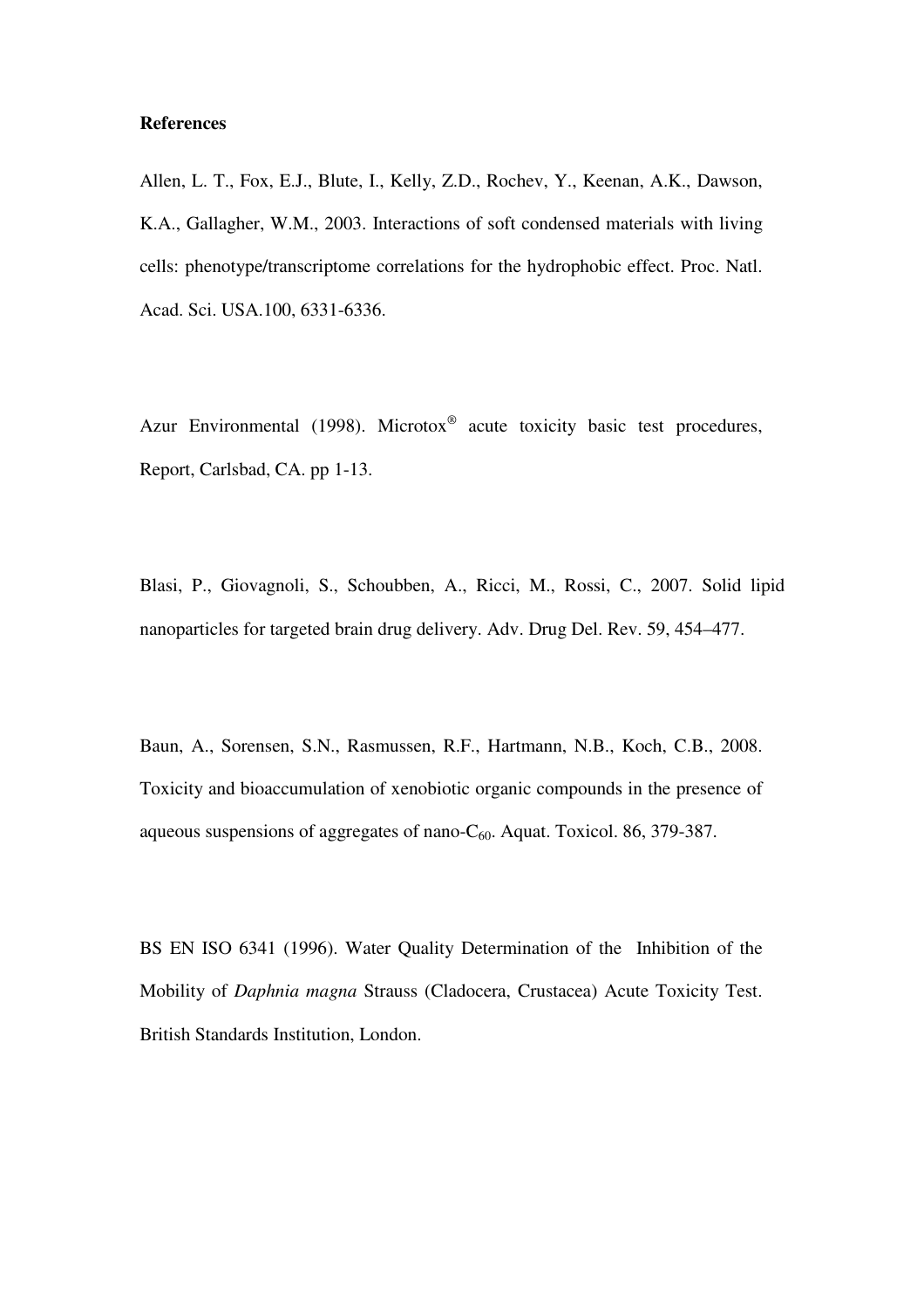**References**

Allen, L. T., Fox, E.J., Blute, I., Kelly, Z.D., Rochev, Y., Keenan, A.K., Dawson, K.A., Gallagher, W.M., 2003. Interactions of soft condensed materials with living cells: phenotype/transcriptome correlations for the hydrophobic effect. Proc. Natl. Acad. Sci. USA.100, 6331-6336.

Azur Environmental (1998). Microtox® acute toxicity basic test procedures, Report, Carlsbad, CA. pp 1-13.

Blasi, P., Giovagnoli, S., Schoubben, A., Ricci, M., Rossi, C., 2007. Solid lipid nanoparticles for targeted brain drug delivery. Adv. Drug Del. Rev. 59, 454–477.

Baun, A., Sorensen, S.N., Rasmussen, R.F., Hartmann, N.B., Koch, C.B., 2008. Toxicity and bioaccumulation of xenobiotic organic compounds in the presence of aqueous suspensions of aggregates of nano-$C_{60}$. Aquat. Toxicol. 86, 379-387.

BS EN ISO 6341 (1996). Water Quality Determination of the Inhibition of the Mobility of *Daphnia magna* Strauss (Cladocera, Crustacea) Acute Toxicity Test. British Standards Institution, London.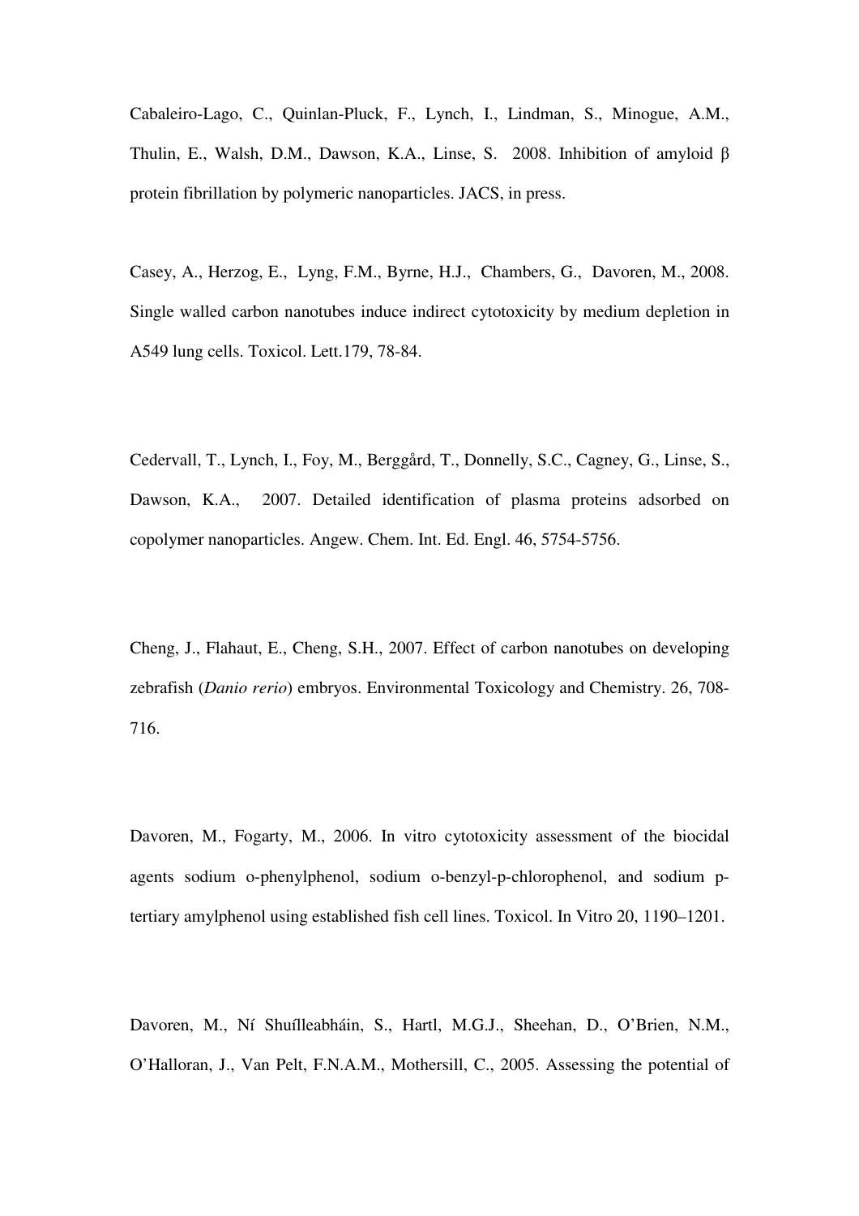Cabaleiro-Lago, C., Quinlan-Pluck, F., Lynch, I., Lindman, S., Minogue, A.M., Thulin, E., Walsh, D.M., Dawson, K.A., Linse, S. 2008. Inhibition of amyloid β protein fibrillation by polymeric nanoparticles. JACS, in press.

Casey, A., Herzog, E., Lyng, F.M., Byrne, H.J., Chambers, G., Davoren, M., 2008. Single walled carbon nanotubes induce indirect cytotoxicity by medium depletion in A549 lung cells. Toxicol. Lett.179, 78-84.

Cedervall, T., Lynch, I., Foy, M., Berggård, T., Donnelly, S.C., Cagney, G., Linse, S., Dawson, K.A., 2007. Detailed identification of plasma proteins adsorbed on copolymer nanoparticles. Angew. Chem. Int. Ed. Engl. 46, 5754-5756.

Cheng, J., Flahaut, E., Cheng, S.H., 2007. Effect of carbon nanotubes on developing zebrafish (*Danio rerio*) embryos. Environmental Toxicology and Chemistry. 26, 708-716.

Davoren, M., Fogarty, M., 2006. In vitro cytotoxicity assessment of the biocidal agents sodium o-phenylphenol, sodium o-benzyl-p-chlorophenol, and sodium p-tertiary amylphenol using established fish cell lines. Toxicol. In Vitro 20, 1190–1201.

Davoren, M., Ní Shuílleabháin, S., Hartl, M.G.J., Sheehan, D., O'Brien, N.M., O'Halloran, J., Van Pelt, F.N.A.M., Mothersill, C., 2005. Assessing the potential of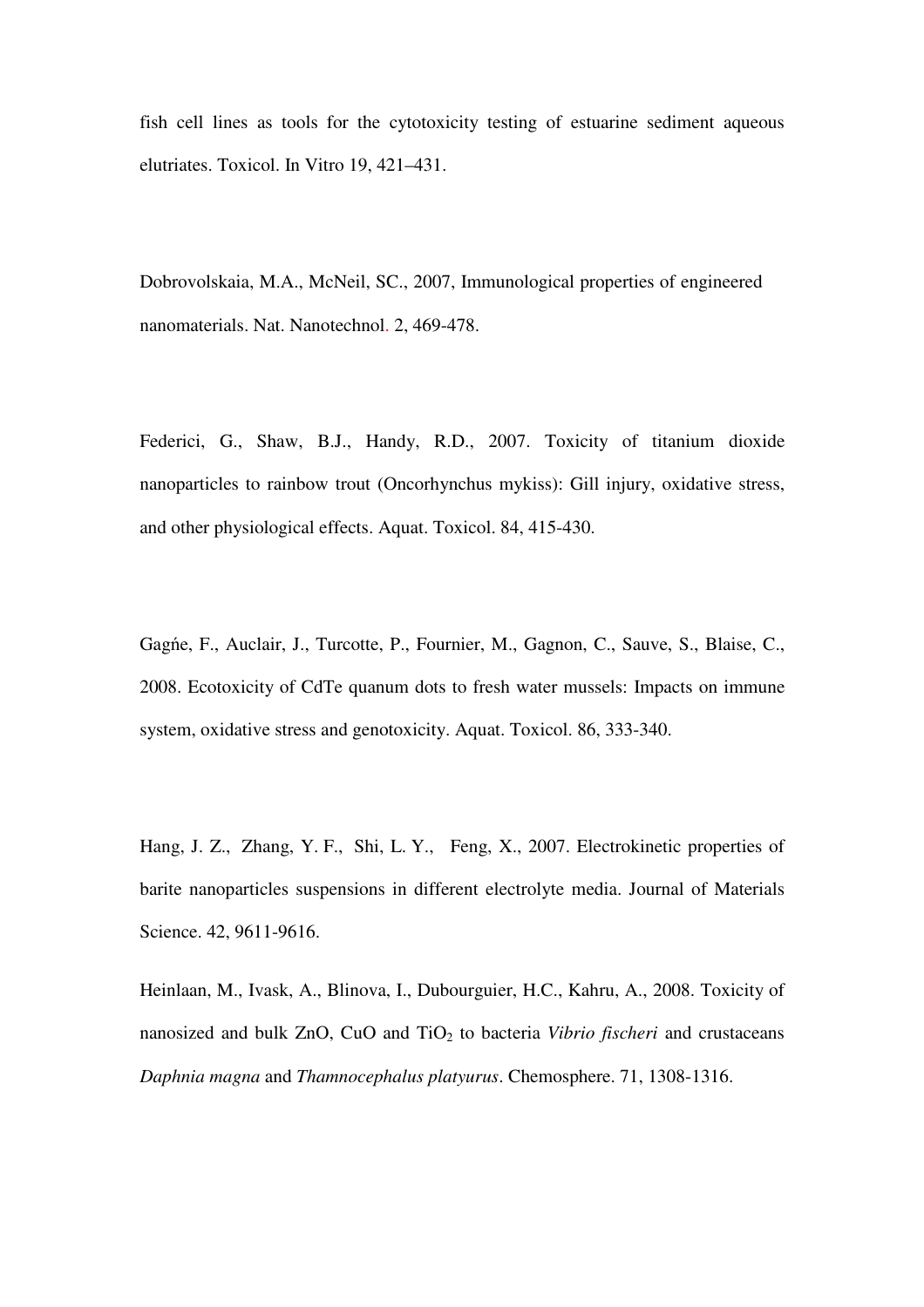fish cell lines as tools for the cytotoxicity testing of estuarine sediment aqueous elutriates. Toxicol. In Vitro 19, 421–431.

Dobrovolskaia, M.A., McNeil, SC., 2007, Immunological properties of engineered nanomaterials. Nat. Nanotechnol. 2, 469-478.

Federici, G., Shaw, B.J., Handy, R.D., 2007. Toxicity of titanium dioxide nanoparticles to rainbow trout (Oncorhynchus mykiss): Gill injury, oxidative stress, and other physiological effects. Aquat. Toxicol. 84, 415-430.

Gagńe, F., Auclair, J., Turcotte, P., Fournier, M., Gagnon, C., Sauve, S., Blaise, C., 2008. Ecotoxicity of CdTe quanum dots to fresh water mussels: Impacts on immune system, oxidative stress and genotoxicity. Aquat. Toxicol. 86, 333-340.

Hang, J. Z., Zhang, Y. F., Shi, L. Y., Feng, X., 2007. Electrokinetic properties of barite nanoparticles suspensions in different electrolyte media. Journal of Materials Science. 42, 9611-9616.

Heinlaan, M., Ivask, A., Blinova, I., Dubourguier, H.C., Kahru, A., 2008. Toxicity of nanosized and bulk ZnO, CuO and $TiO_2$ to bacteria *Vibrio fischeri* and crustaceans *Daphnia magna* and *Thamnocephalus platyurus*. Chemosphere. 71, 1308-1316.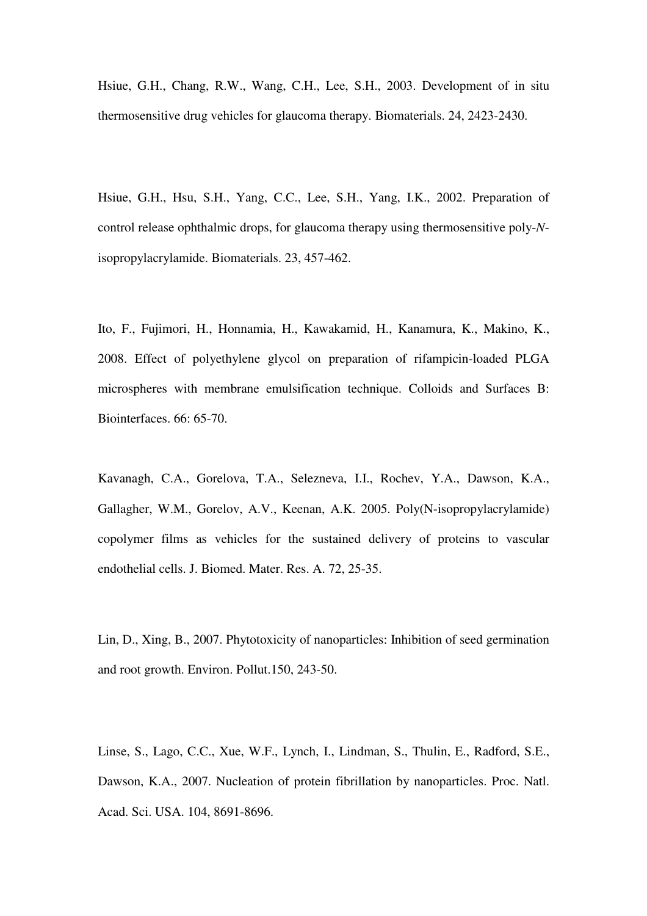Hsiue, G.H., Chang, R.W., Wang, C.H., Lee, S.H., 2003. Development of in situ thermosensitive drug vehicles for glaucoma therapy. Biomaterials. 24, 2423-2430.

Hsiue, G.H., Hsu, S.H., Yang, C.C., Lee, S.H., Yang, I.K., 2002. Preparation of control release ophthalmic drops, for glaucoma therapy using thermosensitive poly-*N*-isopropylacrylamide. Biomaterials. 23, 457-462.

Ito, F., Fujimori, H., Honnamia, H., Kawakamid, H., Kanamura, K., Makino, K., 2008. Effect of polyethylene glycol on preparation of rifampicin-loaded PLGA microspheres with membrane emulsification technique. Colloids and Surfaces B: Biointerfaces. 66: 65-70.

Kavanagh, C.A., Gorelova, T.A., Selezneva, I.I., Rochev, Y.A., Dawson, K.A., Gallagher, W.M., Gorelov, A.V., Keenan, A.K. 2005. Poly(N-isopropylacrylamide) copolymer films as vehicles for the sustained delivery of proteins to vascular endothelial cells. J. Biomed. Mater. Res. A. 72, 25-35.

Lin, D., Xing, B., 2007. Phytotoxicity of nanoparticles: Inhibition of seed germination and root growth. Environ. Pollut.150, 243-50.

Linse, S., Lago, C.C., Xue, W.F., Lynch, I., Lindman, S., Thulin, E., Radford, S.E., Dawson, K.A., 2007. Nucleation of protein fibrillation by nanoparticles. Proc. Natl. Acad. Sci. USA. 104, 8691-8696.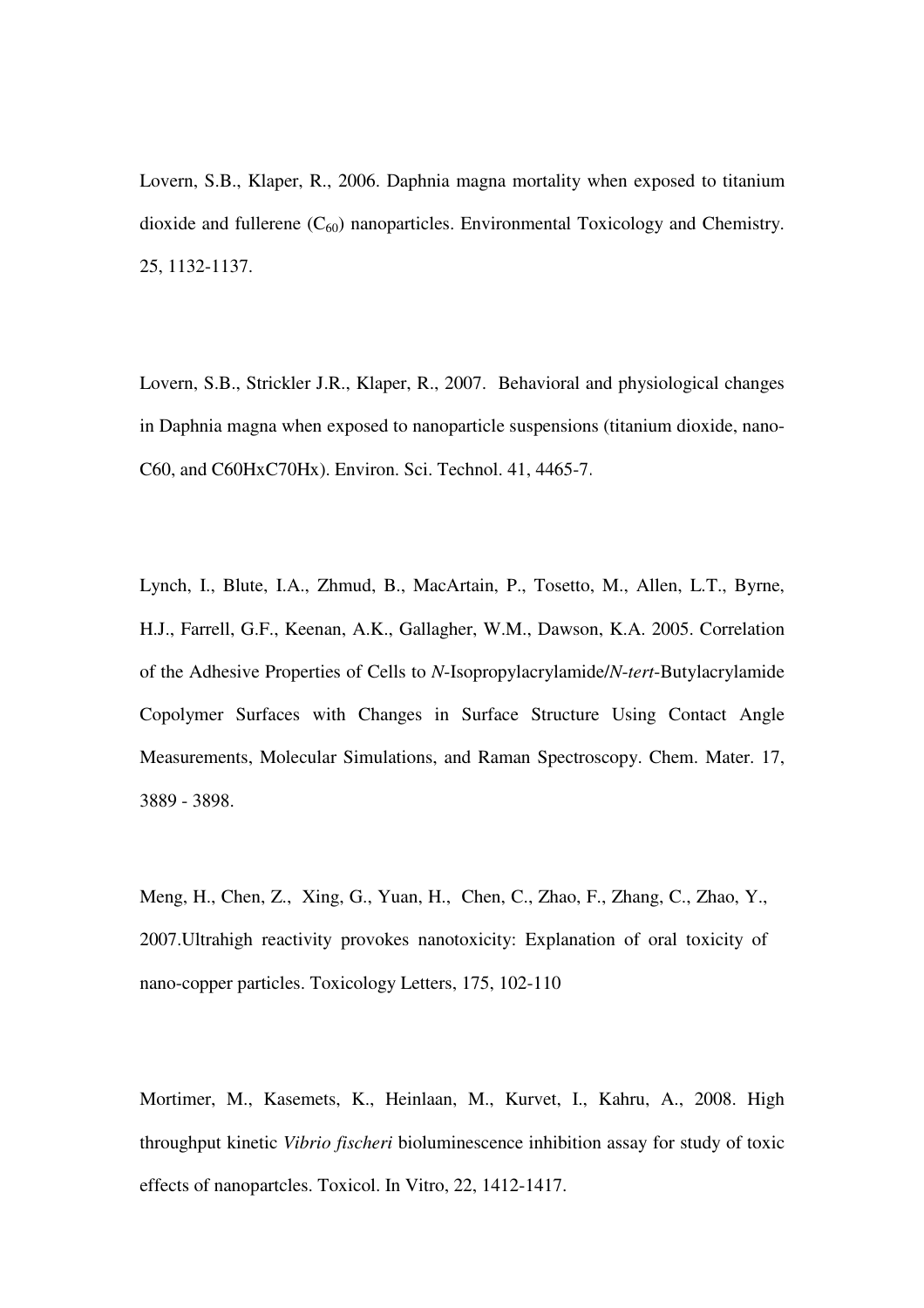Lovern, S.B., Klaper, R., 2006. Daphnia magna mortality when exposed to titanium dioxide and fullerene ($C_{60}$) nanoparticles. Environmental Toxicology and Chemistry. 25, 1132-1137.

Lovern, S.B., Strickler J.R., Klaper, R., 2007. Behavioral and physiological changes in Daphnia magna when exposed to nanoparticle suspensions (titanium dioxide, nano-C60, and C60HxC70Hx). Environ. Sci. Technol. 41, 4465-7.

Lynch, I., Blute, I.A., Zhmud, B., MacArtain, P., Tosetto, M., Allen, L.T., Byrne, H.J., Farrell, G.F., Keenan, A.K., Gallagher, W.M., Dawson, K.A. 2005. Correlation of the Adhesive Properties of Cells to *N*-Isopropylacrylamide/*N-tert*-Butylacrylamide Copolymer Surfaces with Changes in Surface Structure Using Contact Angle Measurements, Molecular Simulations, and Raman Spectroscopy. Chem. Mater. 17, 3889 - 3898.

Meng, H., Chen, Z., Xing, G., Yuan, H., Chen, C., Zhao, F., Zhang, C., Zhao, Y., 2007.Ultrahigh reactivity provokes nanotoxicity: Explanation of oral toxicity of nano-copper particles. Toxicology Letters, 175, 102-110

Mortimer, M., Kasemets, K., Heinlaan, M., Kurvet, I., Kahru, A., 2008. High throughput kinetic *Vibrio fischeri* bioluminescence inhibition assay for study of toxic effects of nanopartcles. Toxicol. In Vitro, 22, 1412-1417.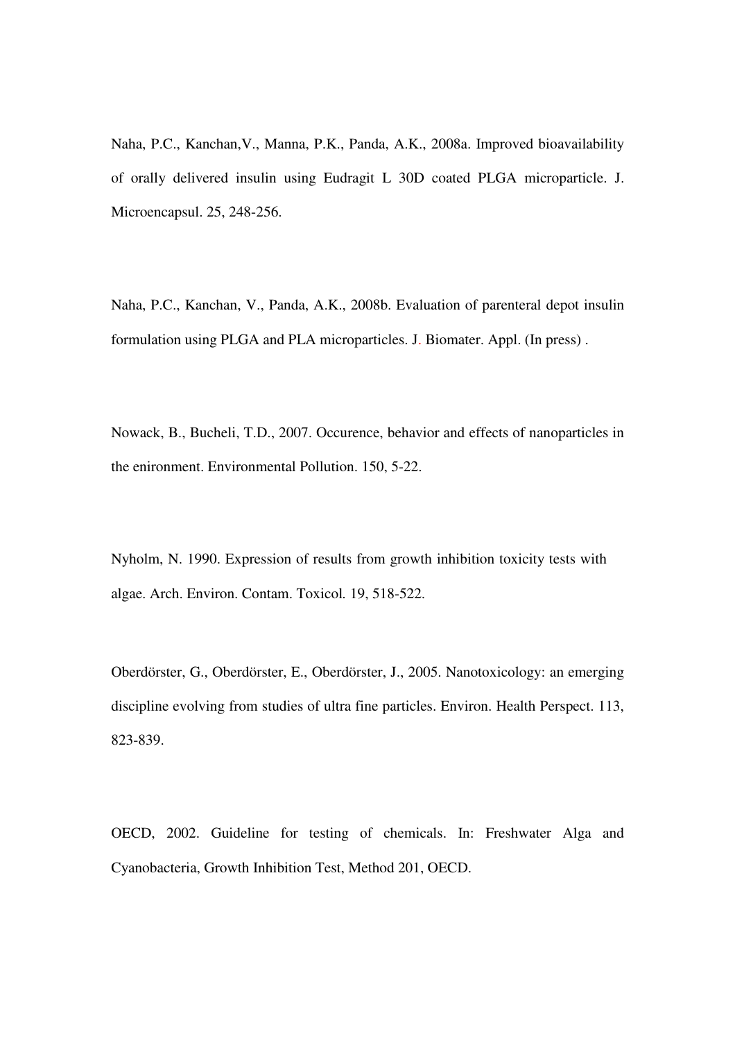Naha, P.C., Kanchan,V., Manna, P.K., Panda, A.K., 2008a. Improved bioavailability of orally delivered insulin using Eudragit L 30D coated PLGA microparticle. J. Microencapsul. 25, 248-256.

Naha, P.C., Kanchan, V., Panda, A.K., 2008b. Evaluation of parenteral depot insulin formulation using PLGA and PLA microparticles. J. Biomater. Appl. (In press) .

Nowack, B., Bucheli, T.D., 2007. Occurence, behavior and effects of nanoparticles in the enironment. Environmental Pollution. 150, 5-22.

Nyholm, N. 1990. Expression of results from growth inhibition toxicity tests with algae. Arch. Environ. Contam. Toxicol. 19, 518-522.

Oberdörster, G., Oberdörster, E., Oberdörster, J., 2005. Nanotoxicology: an emerging discipline evolving from studies of ultra fine particles. Environ. Health Perspect. 113, 823-839.

OECD, 2002. Guideline for testing of chemicals. In: Freshwater Alga and Cyanobacteria, Growth Inhibition Test, Method 201, OECD.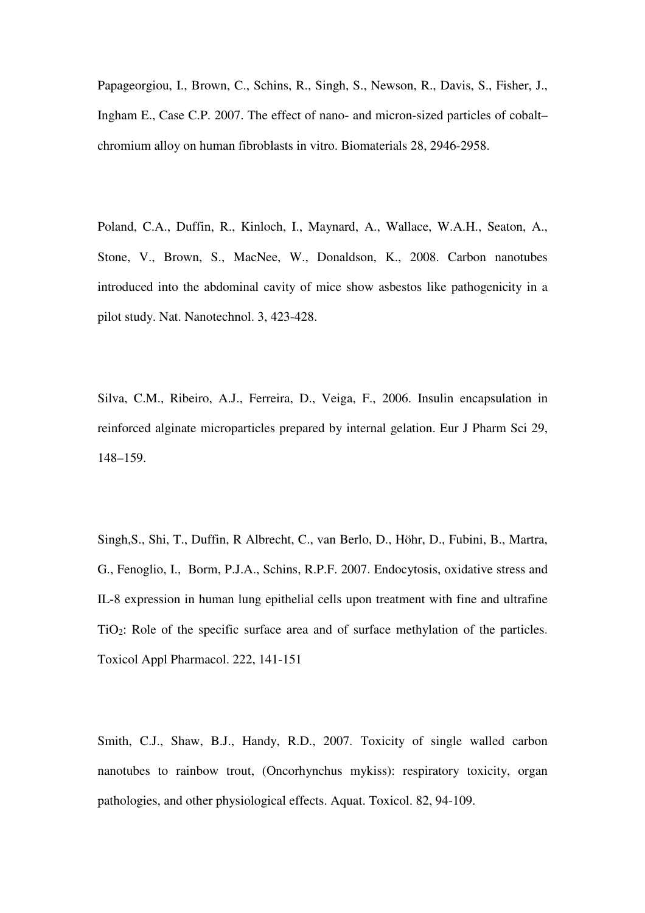Papageorgiou, I., Brown, C., Schins, R., Singh, S., Newson, R., Davis, S., Fisher, J., Ingham E., Case C.P. 2007. The effect of nano- and micron-sized particles of cobalt–chromium alloy on human fibroblasts in vitro. Biomaterials 28, 2946-2958.

Poland, C.A., Duffin, R., Kinloch, I., Maynard, A., Wallace, W.A.H., Seaton, A., Stone, V., Brown, S., MacNee, W., Donaldson, K., 2008. Carbon nanotubes introduced into the abdominal cavity of mice show asbestos like pathogenicity in a pilot study. Nat. Nanotechnol. 3, 423-428.

Silva, C.M., Ribeiro, A.J., Ferreira, D., Veiga, F., 2006. Insulin encapsulation in reinforced alginate microparticles prepared by internal gelation. Eur J Pharm Sci 29, 148–159.

Singh,S., Shi, T., Duffin, R Albrecht, C., van Berlo, D., Höhr, D., Fubini, B., Martra, G., Fenoglio, I., Borm, P.J.A., Schins, R.P.F. 2007. Endocytosis, oxidative stress and IL-8 expression in human lung epithelial cells upon treatment with fine and ultrafine $TiO_2$: Role of the specific surface area and of surface methylation of the particles. Toxicol Appl Pharmacol. 222, 141-151

Smith, C.J., Shaw, B.J., Handy, R.D., 2007. Toxicity of single walled carbon nanotubes to rainbow trout, (Oncorhynchus mykiss): respiratory toxicity, organ pathologies, and other physiological effects. Aquat. Toxicol. 82, 94-109.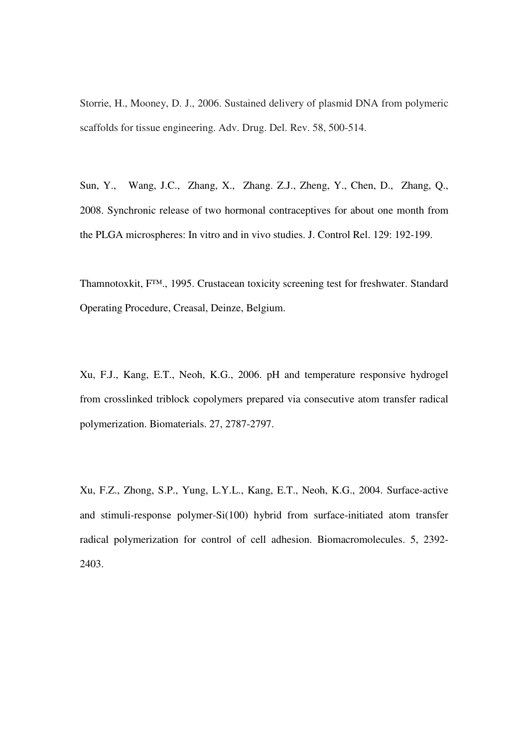Storrie, H., Mooney, D. J., 2006. Sustained delivery of plasmid DNA from polymeric scaffolds for tissue engineering. Adv. Drug. Del. Rev. 58, 500-514.

Sun, Y., Wang, J.C., Zhang, X., Zhang. Z.J., Zheng, Y., Chen, D., Zhang, Q., 2008. Synchronic release of two hormonal contraceptives for about one month from the PLGA microspheres: In vitro and in vivo studies. J. Control Rel. 129: 192-199.

Thamnotoxkit, F™., 1995. Crustacean toxicity screening test for freshwater. Standard Operating Procedure, Creasal, Deinze, Belgium.

Xu, F.J., Kang, E.T., Neoh, K.G., 2006. pH and temperature responsive hydrogel from crosslinked triblock copolymers prepared via consecutive atom transfer radical polymerization. Biomaterials. 27, 2787-2797.

Xu, F.Z., Zhong, S.P., Yung, L.Y.L., Kang, E.T., Neoh, K.G., 2004. Surface-active and stimuli-response polymer-Si(100) hybrid from surface-initiated atom transfer radical polymerization for control of cell adhesion. Biomacromolecules. 5, 2392-2403.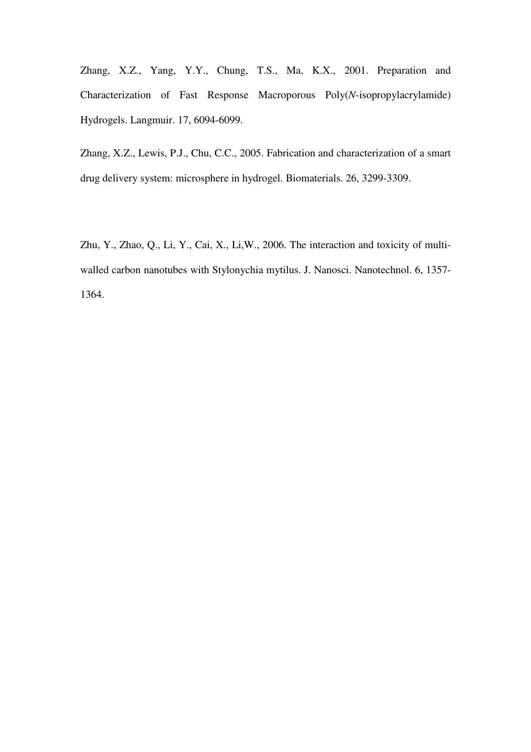Zhang, X.Z., Yang, Y.Y., Chung, T.S., Ma, K.X., 2001. Preparation and Characterization of Fast Response Macroporous Poly(*N*-isopropylacrylamide) Hydrogels. Langmuir. 17, 6094-6099.

Zhang, X.Z., Lewis, P.J., Chu, C.C., 2005. Fabrication and characterization of a smart drug delivery system: microsphere in hydrogel. Biomaterials. 26, 3299-3309.

Zhu, Y., Zhao, Q., Li, Y., Cai, X., Li,W., 2006. The interaction and toxicity of multi-walled carbon nanotubes with Stylonychia mytilus. J. Nanosci. Nanotechnol. 6, 1357-1364.